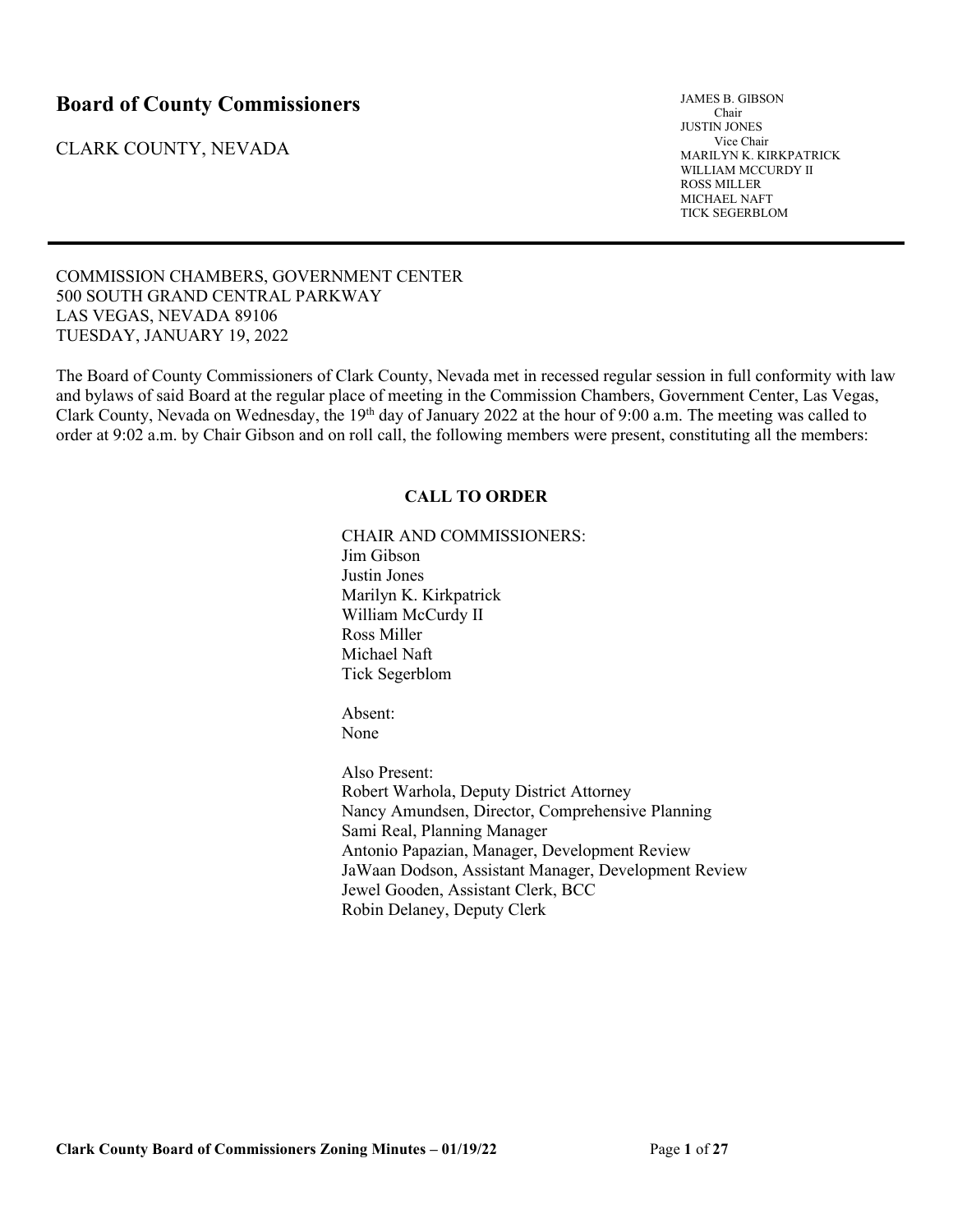# Board of County Commissioners

CLARK COUNTY, NEVADA

JAMES B. GIBSON
Chair
JUSTIN JONES
Vice Chair
MARILYN K. KIRKPATRICK
WILLIAM MCCURDY II
ROSS MILLER
MICHAEL NAFT
TICK SEGERBLOM

---

COMMISSION CHAMBERS, GOVERNMENT CENTER
500 SOUTH GRAND CENTRAL PARKWAY
LAS VEGAS, NEVADA 89106
TUESDAY, JANUARY 19, 2022

The Board of County Commissioners of Clark County, Nevada met in recessed regular session in full conformity with law and bylaws of said Board at the regular place of meeting in the Commission Chambers, Government Center, Las Vegas, Clark County, Nevada on Wednesday, the 19th day of January 2022 at the hour of 9:00 a.m. The meeting was called to order at 9:02 a.m. by Chair Gibson and on roll call, the following members were present, constituting all the members:

## CALL TO ORDER

CHAIR AND COMMISSIONERS:
Jim Gibson
Justin Jones
Marilyn K. Kirkpatrick
William McCurdy II
Ross Miller
Michael Naft
Tick Segerblom

Absent:
None

Also Present:
Robert Warhola, Deputy District Attorney
Nancy Amundsen, Director, Comprehensive Planning
Sami Real, Planning Manager
Antonio Papazian, Manager, Development Review
JaWaan Dodson, Assistant Manager, Development Review
Jewel Gooden, Assistant Clerk, BCC
Robin Delaney, Deputy Clerk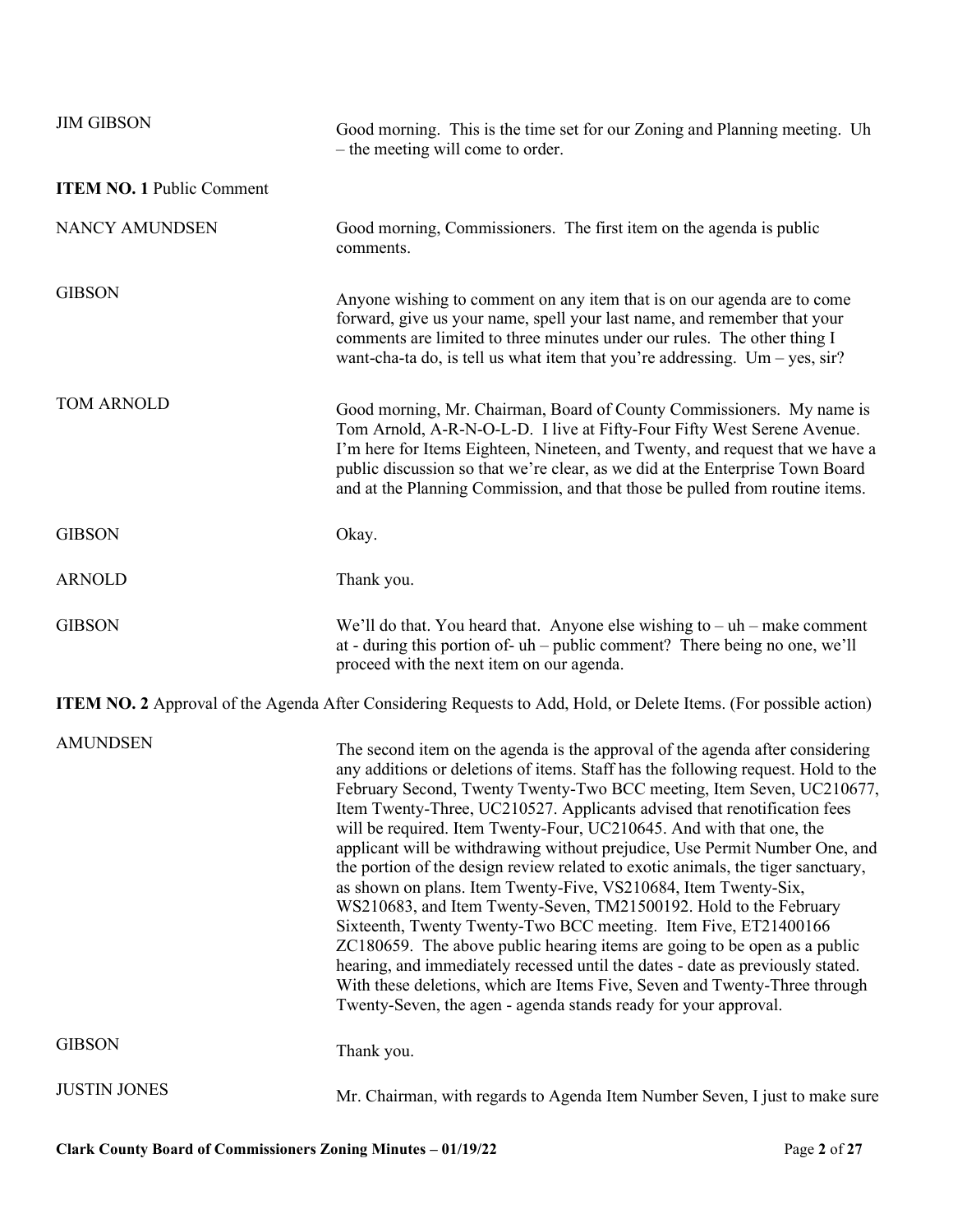JIM GIBSON

Good morning. This is the time set for our Zoning and Planning meeting. Uh – the meeting will come to order.

**ITEM NO. 1** Public Comment

NANCY AMUNDSEN

Good morning, Commissioners. The first item on the agenda is public comments.

GIBSON

Anyone wishing to comment on any item that is on our agenda are to come forward, give us your name, spell your last name, and remember that your comments are limited to three minutes under our rules. The other thing I want-cha-ta do, is tell us what item that you're addressing. Um – yes, sir?

TOM ARNOLD

Good morning, Mr. Chairman, Board of County Commissioners. My name is Tom Arnold, A-R-N-O-L-D. I live at Fifty-Four Fifty West Serene Avenue. I'm here for Items Eighteen, Nineteen, and Twenty, and request that we have a public discussion so that we're clear, as we did at the Enterprise Town Board and at the Planning Commission, and that those be pulled from routine items.

GIBSON

Okay.

ARNOLD

Thank you.

GIBSON

We'll do that. You heard that. Anyone else wishing to – uh – make comment at - during this portion of- uh – public comment? There being no one, we'll proceed with the next item on our agenda.

**ITEM NO. 2** Approval of the Agenda After Considering Requests to Add, Hold, or Delete Items. (For possible action)

AMUNDSEN

The second item on the agenda is the approval of the agenda after considering any additions or deletions of items. Staff has the following request. Hold to the February Second, Twenty Twenty-Two BCC meeting, Item Seven, UC210677, Item Twenty-Three, UC210527. Applicants advised that renotification fees will be required. Item Twenty-Four, UC210645. And with that one, the applicant will be withdrawing without prejudice, Use Permit Number One, and the portion of the design review related to exotic animals, the tiger sanctuary, as shown on plans. Item Twenty-Five, VS210684, Item Twenty-Six, WS210683, and Item Twenty-Seven, TM21500192. Hold to the February Sixteenth, Twenty Twenty-Two BCC meeting. Item Five, ET21400166 ZC180659. The above public hearing items are going to be open as a public hearing, and immediately recessed until the dates - date as previously stated. With these deletions, which are Items Five, Seven and Twenty-Three through Twenty-Seven, the agen - agenda stands ready for your approval.

GIBSON

Thank you.

JUSTIN JONES

Mr. Chairman, with regards to Agenda Item Number Seven, I just to make sure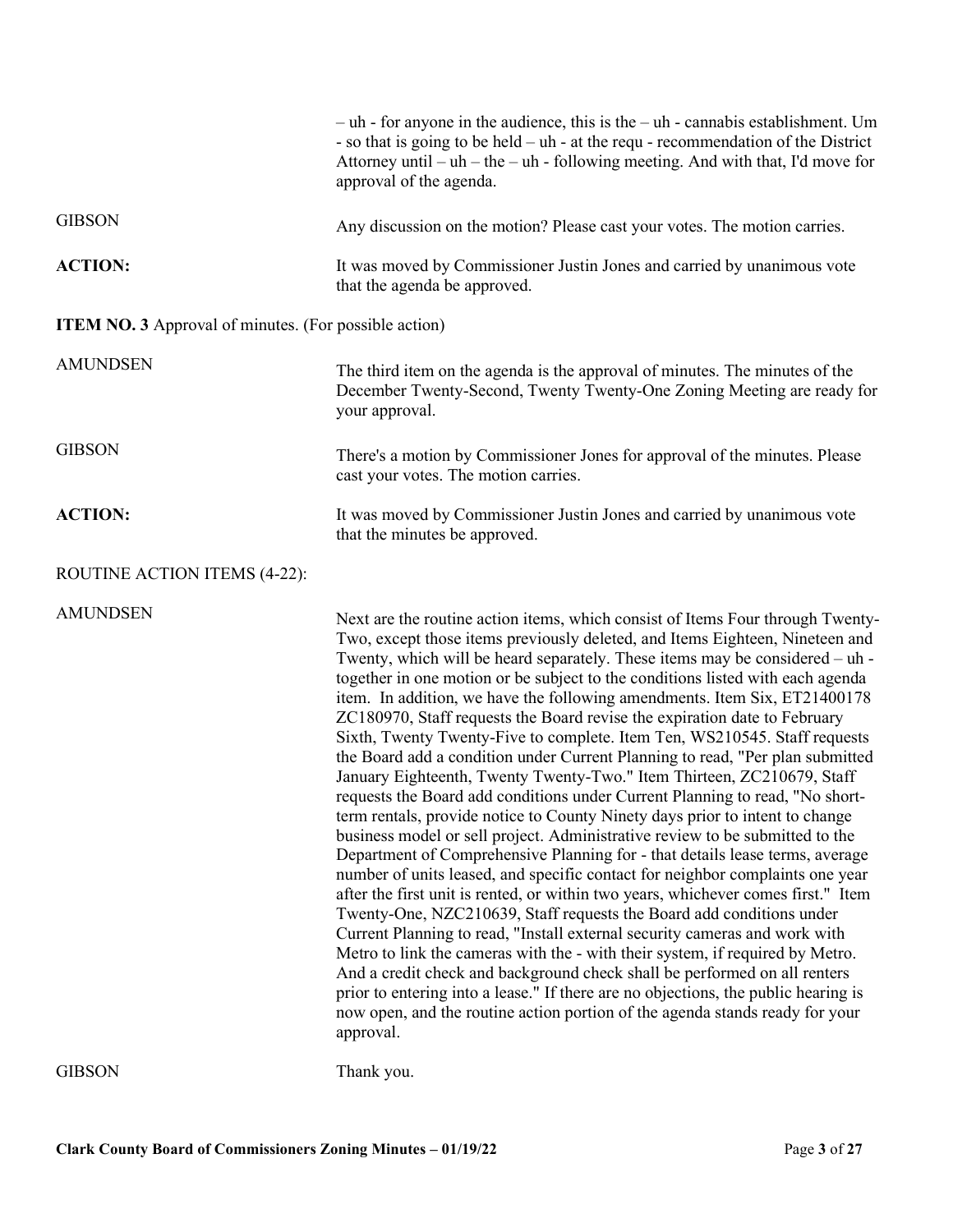– uh - for anyone in the audience, this is the – uh - cannabis establishment. Um - so that is going to be held – uh - at the requ - recommendation of the District Attorney until – uh – the – uh - following meeting. And with that, I'd move for approval of the agenda.

GIBSON — Any discussion on the motion? Please cast your votes. The motion carries.

**ACTION:** It was moved by Commissioner Justin Jones and carried by unanimous vote that the agenda be approved.

**ITEM NO. 3** Approval of minutes. (For possible action)

AMUNDSEN — The third item on the agenda is the approval of minutes. The minutes of the December Twenty-Second, Twenty Twenty-One Zoning Meeting are ready for your approval.

GIBSON — There's a motion by Commissioner Jones for approval of the minutes. Please cast your votes. The motion carries.

**ACTION:** It was moved by Commissioner Justin Jones and carried by unanimous vote that the minutes be approved.

ROUTINE ACTION ITEMS (4-22):

AMUNDSEN — Next are the routine action items, which consist of Items Four through Twenty-Two, except those items previously deleted, and Items Eighteen, Nineteen and Twenty, which will be heard separately. These items may be considered – uh - together in one motion or be subject to the conditions listed with each agenda item. In addition, we have the following amendments. Item Six, ET21400178 ZC180970, Staff requests the Board revise the expiration date to February Sixth, Twenty Twenty-Five to complete. Item Ten, WS210545. Staff requests the Board add a condition under Current Planning to read, "Per plan submitted January Eighteenth, Twenty Twenty-Two." Item Thirteen, ZC210679, Staff requests the Board add conditions under Current Planning to read, "No short-term rentals, provide notice to County Ninety days prior to intent to change business model or sell project. Administrative review to be submitted to the Department of Comprehensive Planning for - that details lease terms, average number of units leased, and specific contact for neighbor complaints one year after the first unit is rented, or within two years, whichever comes first." Item Twenty-One, NZC210639, Staff requests the Board add conditions under Current Planning to read, "Install external security cameras and work with Metro to link the cameras with the - with their system, if required by Metro. And a credit check and background check shall be performed on all renters prior to entering into a lease." If there are no objections, the public hearing is now open, and the routine action portion of the agenda stands ready for your approval.

GIBSON — Thank you.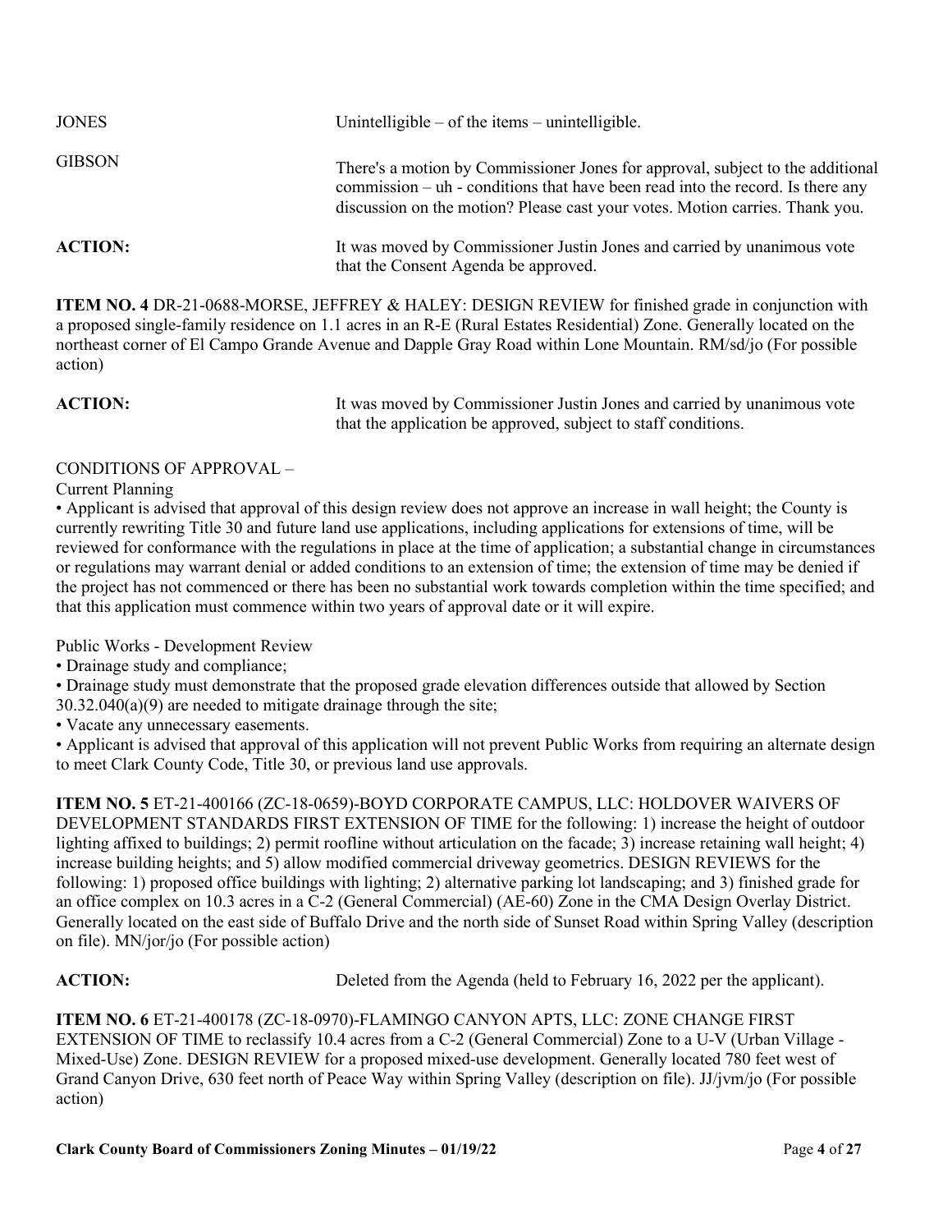JONES — Unintelligible – of the items – unintelligible.

GIBSON — There's a motion by Commissioner Jones for approval, subject to the additional commission – uh - conditions that have been read into the record. Is there any discussion on the motion? Please cast your votes. Motion carries. Thank you.

**ACTION:** It was moved by Commissioner Justin Jones and carried by unanimous vote that the Consent Agenda be approved.

**ITEM NO. 4** DR-21-0688-MORSE, JEFFREY & HALEY: DESIGN REVIEW for finished grade in conjunction with a proposed single-family residence on 1.1 acres in an R-E (Rural Estates Residential) Zone. Generally located on the northeast corner of El Campo Grande Avenue and Dapple Gray Road within Lone Mountain. RM/sd/jo (For possible action)

**ACTION:** It was moved by Commissioner Justin Jones and carried by unanimous vote that the application be approved, subject to staff conditions.

CONDITIONS OF APPROVAL –

Current Planning

- Applicant is advised that approval of this design review does not approve an increase in wall height; the County is currently rewriting Title 30 and future land use applications, including applications for extensions of time, will be reviewed for conformance with the regulations in place at the time of application; a substantial change in circumstances or regulations may warrant denial or added conditions to an extension of time; the extension of time may be denied if the project has not commenced or there has been no substantial work towards completion within the time specified; and that this application must commence within two years of approval date or it will expire.

Public Works - Development Review

- Drainage study and compliance;
- Drainage study must demonstrate that the proposed grade elevation differences outside that allowed by Section 30.32.040(a)(9) are needed to mitigate drainage through the site;
- Vacate any unnecessary easements.
- Applicant is advised that approval of this application will not prevent Public Works from requiring an alternate design to meet Clark County Code, Title 30, or previous land use approvals.

**ITEM NO. 5** ET-21-400166 (ZC-18-0659)-BOYD CORPORATE CAMPUS, LLC: HOLDOVER WAIVERS OF DEVELOPMENT STANDARDS FIRST EXTENSION OF TIME for the following: 1) increase the height of outdoor lighting affixed to buildings; 2) permit roofline without articulation on the facade; 3) increase retaining wall height; 4) increase building heights; and 5) allow modified commercial driveway geometrics. DESIGN REVIEWS for the following: 1) proposed office buildings with lighting; 2) alternative parking lot landscaping; and 3) finished grade for an office complex on 10.3 acres in a C-2 (General Commercial) (AE-60) Zone in the CMA Design Overlay District. Generally located on the east side of Buffalo Drive and the north side of Sunset Road within Spring Valley (description on file). MN/jor/jo (For possible action)

**ACTION:** Deleted from the Agenda (held to February 16, 2022 per the applicant).

**ITEM NO. 6** ET-21-400178 (ZC-18-0970)-FLAMINGO CANYON APTS, LLC: ZONE CHANGE FIRST EXTENSION OF TIME to reclassify 10.4 acres from a C-2 (General Commercial) Zone to a U-V (Urban Village - Mixed-Use) Zone. DESIGN REVIEW for a proposed mixed-use development. Generally located 780 feet west of Grand Canyon Drive, 630 feet north of Peace Way within Spring Valley (description on file). JJ/jvm/jo (For possible action)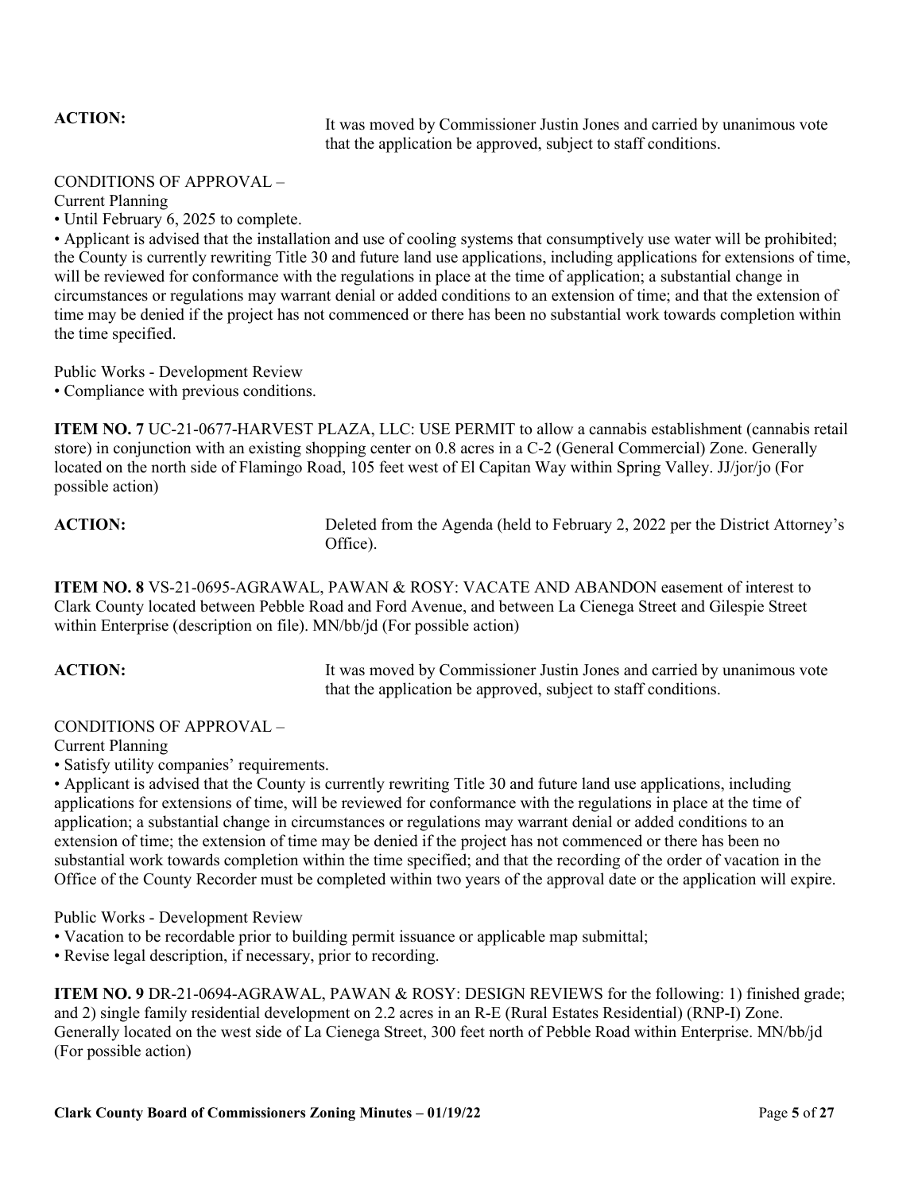**ACTION:** It was moved by Commissioner Justin Jones and carried by unanimous vote that the application be approved, subject to staff conditions.

CONDITIONS OF APPROVAL –
Current Planning

- Until February 6, 2025 to complete.
- Applicant is advised that the installation and use of cooling systems that consumptively use water will be prohibited; the County is currently rewriting Title 30 and future land use applications, including applications for extensions of time, will be reviewed for conformance with the regulations in place at the time of application; a substantial change in circumstances or regulations may warrant denial or added conditions to an extension of time; and that the extension of time may be denied if the project has not commenced or there has been no substantial work towards completion within the time specified.

Public Works - Development Review

- Compliance with previous conditions.

**ITEM NO. 7** UC-21-0677-HARVEST PLAZA, LLC: USE PERMIT to allow a cannabis establishment (cannabis retail store) in conjunction with an existing shopping center on 0.8 acres in a C-2 (General Commercial) Zone. Generally located on the north side of Flamingo Road, 105 feet west of El Capitan Way within Spring Valley. JJ/jor/jo (For possible action)

**ACTION:** Deleted from the Agenda (held to February 2, 2022 per the District Attorney's Office).

**ITEM NO. 8** VS-21-0695-AGRAWAL, PAWAN & ROSY: VACATE AND ABANDON easement of interest to Clark County located between Pebble Road and Ford Avenue, and between La Cienega Street and Gilespie Street within Enterprise (description on file). MN/bb/jd (For possible action)

**ACTION:** It was moved by Commissioner Justin Jones and carried by unanimous vote that the application be approved, subject to staff conditions.

CONDITIONS OF APPROVAL –
Current Planning

- Satisfy utility companies' requirements.
- Applicant is advised that the County is currently rewriting Title 30 and future land use applications, including applications for extensions of time, will be reviewed for conformance with the regulations in place at the time of application; a substantial change in circumstances or regulations may warrant denial or added conditions to an extension of time; the extension of time may be denied if the project has not commenced or there has been no substantial work towards completion within the time specified; and that the recording of the order of vacation in the Office of the County Recorder must be completed within two years of the approval date or the application will expire.

Public Works - Development Review

- Vacation to be recordable prior to building permit issuance or applicable map submittal;
- Revise legal description, if necessary, prior to recording.

**ITEM NO. 9** DR-21-0694-AGRAWAL, PAWAN & ROSY: DESIGN REVIEWS for the following: 1) finished grade; and 2) single family residential development on 2.2 acres in an R-E (Rural Estates Residential) (RNP-I) Zone. Generally located on the west side of La Cienega Street, 300 feet north of Pebble Road within Enterprise. MN/bb/jd (For possible action)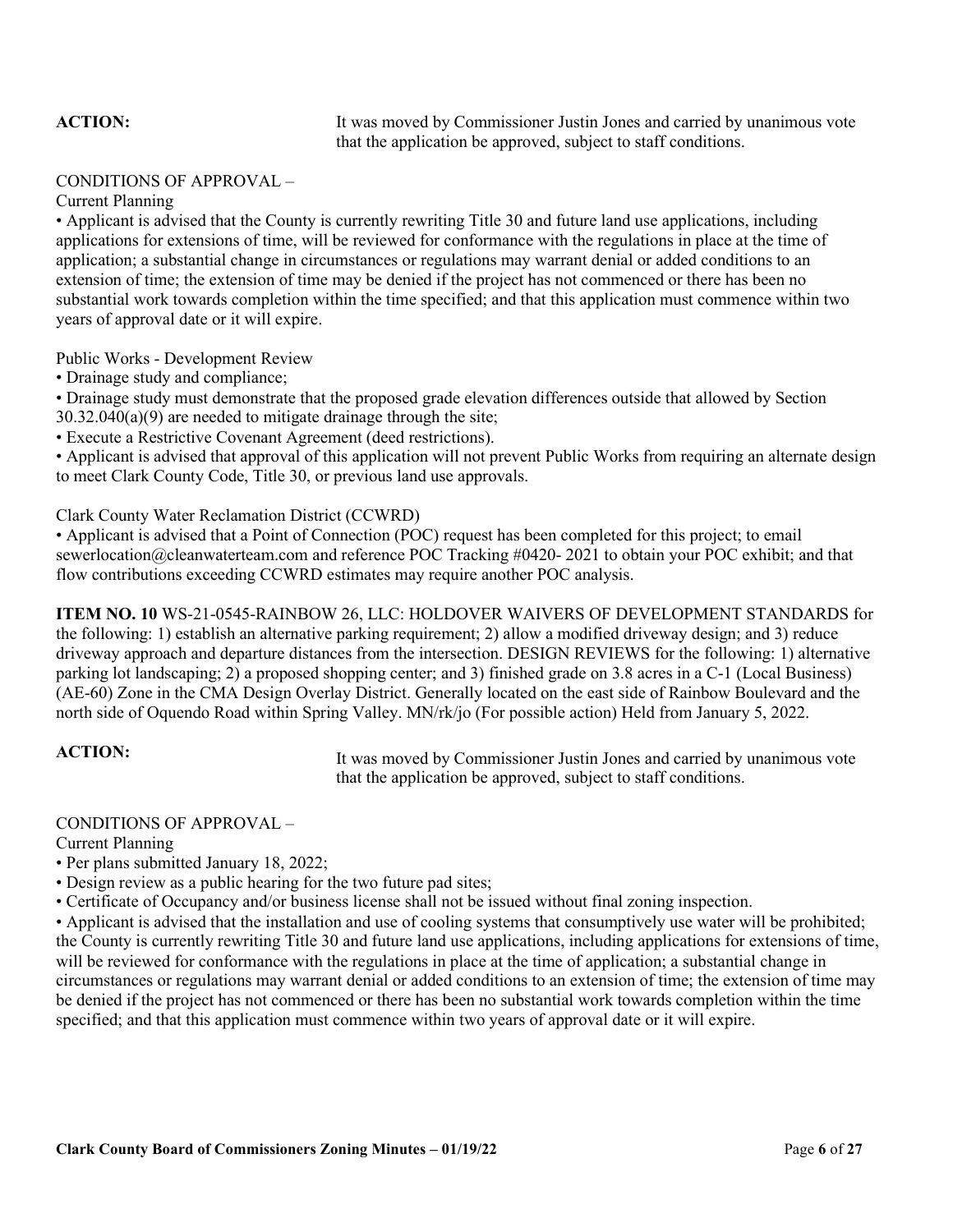**ACTION:** It was moved by Commissioner Justin Jones and carried by unanimous vote that the application be approved, subject to staff conditions.

CONDITIONS OF APPROVAL –

Current Planning

- Applicant is advised that the County is currently rewriting Title 30 and future land use applications, including applications for extensions of time, will be reviewed for conformance with the regulations in place at the time of application; a substantial change in circumstances or regulations may warrant denial or added conditions to an extension of time; the extension of time may be denied if the project has not commenced or there has been no substantial work towards completion within the time specified; and that this application must commence within two years of approval date or it will expire.

Public Works - Development Review

- Drainage study and compliance;
- Drainage study must demonstrate that the proposed grade elevation differences outside that allowed by Section 30.32.040(a)(9) are needed to mitigate drainage through the site;
- Execute a Restrictive Covenant Agreement (deed restrictions).
- Applicant is advised that approval of this application will not prevent Public Works from requiring an alternate design to meet Clark County Code, Title 30, or previous land use approvals.

Clark County Water Reclamation District (CCWRD)

- Applicant is advised that a Point of Connection (POC) request has been completed for this project; to email sewerlocation@cleanwaterteam.com and reference POC Tracking #0420- 2021 to obtain your POC exhibit; and that flow contributions exceeding CCWRD estimates may require another POC analysis.

**ITEM NO. 10** WS-21-0545-RAINBOW 26, LLC: HOLDOVER WAIVERS OF DEVELOPMENT STANDARDS for the following: 1) establish an alternative parking requirement; 2) allow a modified driveway design; and 3) reduce driveway approach and departure distances from the intersection. DESIGN REVIEWS for the following: 1) alternative parking lot landscaping; 2) a proposed shopping center; and 3) finished grade on 3.8 acres in a C-1 (Local Business) (AE-60) Zone in the CMA Design Overlay District. Generally located on the east side of Rainbow Boulevard and the north side of Oquendo Road within Spring Valley. MN/rk/jo (For possible action) Held from January 5, 2022.

**ACTION:** It was moved by Commissioner Justin Jones and carried by unanimous vote that the application be approved, subject to staff conditions.

CONDITIONS OF APPROVAL –

Current Planning

- Per plans submitted January 18, 2022;
- Design review as a public hearing for the two future pad sites;
- Certificate of Occupancy and/or business license shall not be issued without final zoning inspection.
- Applicant is advised that the installation and use of cooling systems that consumptively use water will be prohibited; the County is currently rewriting Title 30 and future land use applications, including applications for extensions of time, will be reviewed for conformance with the regulations in place at the time of application; a substantial change in circumstances or regulations may warrant denial or added conditions to an extension of time; the extension of time may be denied if the project has not commenced or there has been no substantial work towards completion within the time specified; and that this application must commence within two years of approval date or it will expire.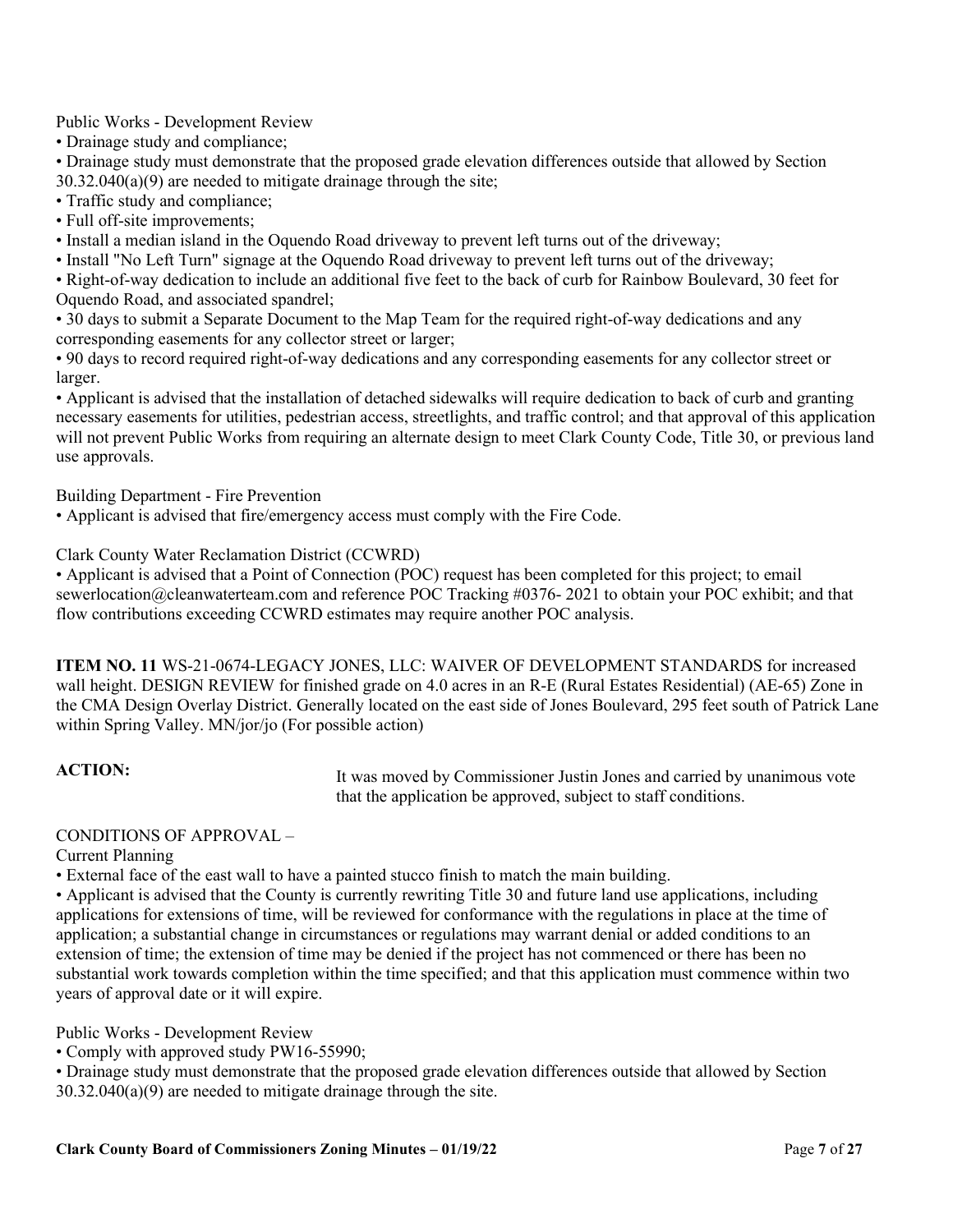Public Works - Development Review

- Drainage study and compliance;
- Drainage study must demonstrate that the proposed grade elevation differences outside that allowed by Section 30.32.040(a)(9) are needed to mitigate drainage through the site;
- Traffic study and compliance;
- Full off-site improvements;
- Install a median island in the Oquendo Road driveway to prevent left turns out of the driveway;
- Install "No Left Turn" signage at the Oquendo Road driveway to prevent left turns out of the driveway;
- Right-of-way dedication to include an additional five feet to the back of curb for Rainbow Boulevard, 30 feet for Oquendo Road, and associated spandrel;
- 30 days to submit a Separate Document to the Map Team for the required right-of-way dedications and any corresponding easements for any collector street or larger;
- 90 days to record required right-of-way dedications and any corresponding easements for any collector street or larger.
- Applicant is advised that the installation of detached sidewalks will require dedication to back of curb and granting necessary easements for utilities, pedestrian access, streetlights, and traffic control; and that approval of this application will not prevent Public Works from requiring an alternate design to meet Clark County Code, Title 30, or previous land use approvals.

Building Department - Fire Prevention

- Applicant is advised that fire/emergency access must comply with the Fire Code.

Clark County Water Reclamation District (CCWRD)

- Applicant is advised that a Point of Connection (POC) request has been completed for this project; to email sewerlocation@cleanwaterteam.com and reference POC Tracking #0376- 2021 to obtain your POC exhibit; and that flow contributions exceeding CCWRD estimates may require another POC analysis.

**ITEM NO. 11** WS-21-0674-LEGACY JONES, LLC: WAIVER OF DEVELOPMENT STANDARDS for increased wall height. DESIGN REVIEW for finished grade on 4.0 acres in an R-E (Rural Estates Residential) (AE-65) Zone in the CMA Design Overlay District. Generally located on the east side of Jones Boulevard, 295 feet south of Patrick Lane within Spring Valley. MN/jor/jo (For possible action)

**ACTION:** It was moved by Commissioner Justin Jones and carried by unanimous vote that the application be approved, subject to staff conditions.

CONDITIONS OF APPROVAL –

Current Planning

- External face of the east wall to have a painted stucco finish to match the main building.
- Applicant is advised that the County is currently rewriting Title 30 and future land use applications, including applications for extensions of time, will be reviewed for conformance with the regulations in place at the time of application; a substantial change in circumstances or regulations may warrant denial or added conditions to an extension of time; the extension of time may be denied if the project has not commenced or there has been no substantial work towards completion within the time specified; and that this application must commence within two years of approval date or it will expire.

Public Works - Development Review

- Comply with approved study PW16-55990;
- Drainage study must demonstrate that the proposed grade elevation differences outside that allowed by Section 30.32.040(a)(9) are needed to mitigate drainage through the site.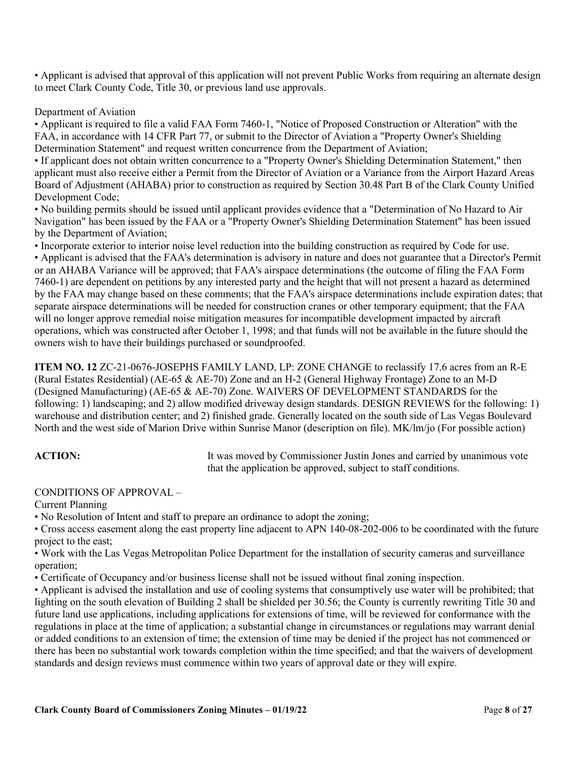• Applicant is advised that approval of this application will not prevent Public Works from requiring an alternate design to meet Clark County Code, Title 30, or previous land use approvals.

Department of Aviation

• Applicant is required to file a valid FAA Form 7460-1, "Notice of Proposed Construction or Alteration" with the FAA, in accordance with 14 CFR Part 77, or submit to the Director of Aviation a "Property Owner's Shielding Determination Statement" and request written concurrence from the Department of Aviation;

• If applicant does not obtain written concurrence to a "Property Owner's Shielding Determination Statement," then applicant must also receive either a Permit from the Director of Aviation or a Variance from the Airport Hazard Areas Board of Adjustment (AHABA) prior to construction as required by Section 30.48 Part B of the Clark County Unified Development Code;

• No building permits should be issued until applicant provides evidence that a "Determination of No Hazard to Air Navigation" has been issued by the FAA or a "Property Owner's Shielding Determination Statement" has been issued by the Department of Aviation;

• Incorporate exterior to interior noise level reduction into the building construction as required by Code for use.

• Applicant is advised that the FAA's determination is advisory in nature and does not guarantee that a Director's Permit or an AHABA Variance will be approved; that FAA's airspace determinations (the outcome of filing the FAA Form 7460-1) are dependent on petitions by any interested party and the height that will not present a hazard as determined by the FAA may change based on these comments; that the FAA's airspace determinations include expiration dates; that separate airspace determinations will be needed for construction cranes or other temporary equipment; that the FAA will no longer approve remedial noise mitigation measures for incompatible development impacted by aircraft operations, which was constructed after October 1, 1998; and that funds will not be available in the future should the owners wish to have their buildings purchased or soundproofed.

**ITEM NO. 12** ZC-21-0676-JOSEPHS FAMILY LAND, LP: ZONE CHANGE to reclassify 17.6 acres from an R-E (Rural Estates Residential) (AE-65 & AE-70) Zone and an H-2 (General Highway Frontage) Zone to an M-D (Designed Manufacturing) (AE-65 & AE-70) Zone. WAIVERS OF DEVELOPMENT STANDARDS for the following: 1) landscaping; and 2) allow modified driveway design standards. DESIGN REVIEWS for the following: 1) warehouse and distribution center; and 2) finished grade. Generally located on the south side of Las Vegas Boulevard North and the west side of Marion Drive within Sunrise Manor (description on file). MK/lm/jo (For possible action)

**ACTION:** It was moved by Commissioner Justin Jones and carried by unanimous vote that the application be approved, subject to staff conditions.

CONDITIONS OF APPROVAL –

Current Planning

• No Resolution of Intent and staff to prepare an ordinance to adopt the zoning;

• Cross access easement along the east property line adjacent to APN 140-08-202-006 to be coordinated with the future project to the east;

• Work with the Las Vegas Metropolitan Police Department for the installation of security cameras and surveillance operation;

• Certificate of Occupancy and/or business license shall not be issued without final zoning inspection.

• Applicant is advised the installation and use of cooling systems that consumptively use water will be prohibited; that lighting on the south elevation of Building 2 shall be shielded per 30.56; the County is currently rewriting Title 30 and future land use applications, including applications for extensions of time, will be reviewed for conformance with the regulations in place at the time of application; a substantial change in circumstances or regulations may warrant denial or added conditions to an extension of time; the extension of time may be denied if the project has not commenced or there has been no substantial work towards completion within the time specified; and that the waivers of development standards and design reviews must commence within two years of approval date or they will expire.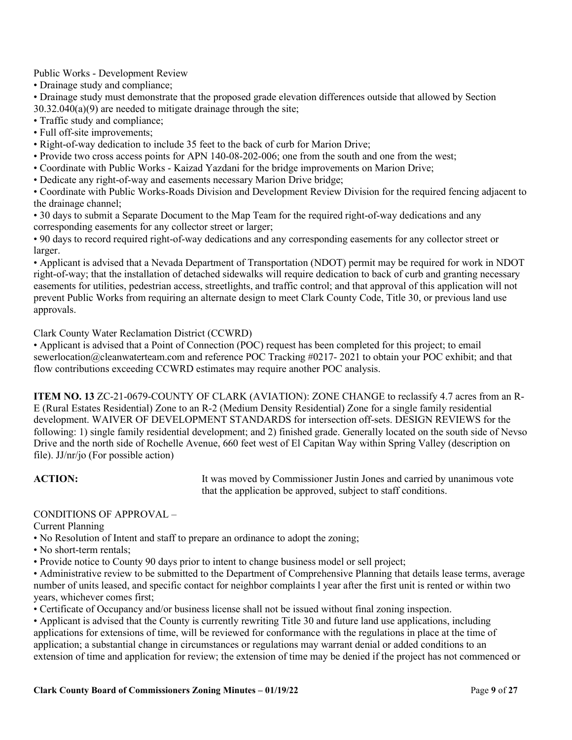Public Works - Development Review

- Drainage study and compliance;
- Drainage study must demonstrate that the proposed grade elevation differences outside that allowed by Section 30.32.040(a)(9) are needed to mitigate drainage through the site;
- Traffic study and compliance;
- Full off-site improvements;
- Right-of-way dedication to include 35 feet to the back of curb for Marion Drive;
- Provide two cross access points for APN 140-08-202-006; one from the south and one from the west;
- Coordinate with Public Works - Kaizad Yazdani for the bridge improvements on Marion Drive;
- Dedicate any right-of-way and easements necessary Marion Drive bridge;
- Coordinate with Public Works-Roads Division and Development Review Division for the required fencing adjacent to the drainage channel;
- 30 days to submit a Separate Document to the Map Team for the required right-of-way dedications and any corresponding easements for any collector street or larger;
- 90 days to record required right-of-way dedications and any corresponding easements for any collector street or larger.
- Applicant is advised that a Nevada Department of Transportation (NDOT) permit may be required for work in NDOT right-of-way; that the installation of detached sidewalks will require dedication to back of curb and granting necessary easements for utilities, pedestrian access, streetlights, and traffic control; and that approval of this application will not prevent Public Works from requiring an alternate design to meet Clark County Code, Title 30, or previous land use approvals.

Clark County Water Reclamation District (CCWRD)

- Applicant is advised that a Point of Connection (POC) request has been completed for this project; to email sewerlocation@cleanwaterteam.com and reference POC Tracking #0217- 2021 to obtain your POC exhibit; and that flow contributions exceeding CCWRD estimates may require another POC analysis.

**ITEM NO. 13** ZC-21-0679-COUNTY OF CLARK (AVIATION): ZONE CHANGE to reclassify 4.7 acres from an R-E (Rural Estates Residential) Zone to an R-2 (Medium Density Residential) Zone for a single family residential development. WAIVER OF DEVELOPMENT STANDARDS for intersection off-sets. DESIGN REVIEWS for the following: 1) single family residential development; and 2) finished grade. Generally located on the south side of Nevso Drive and the north side of Rochelle Avenue, 660 feet west of El Capitan Way within Spring Valley (description on file). JJ/nr/jo (For possible action)

**ACTION:** It was moved by Commissioner Justin Jones and carried by unanimous vote that the application be approved, subject to staff conditions.

CONDITIONS OF APPROVAL –

Current Planning

- No Resolution of Intent and staff to prepare an ordinance to adopt the zoning;
- No short-term rentals;
- Provide notice to County 90 days prior to intent to change business model or sell project;
- Administrative review to be submitted to the Department of Comprehensive Planning that details lease terms, average number of units leased, and specific contact for neighbor complaints l year after the first unit is rented or within two years, whichever comes first;
- Certificate of Occupancy and/or business license shall not be issued without final zoning inspection.
- Applicant is advised that the County is currently rewriting Title 30 and future land use applications, including applications for extensions of time, will be reviewed for conformance with the regulations in place at the time of application; a substantial change in circumstances or regulations may warrant denial or added conditions to an extension of time and application for review; the extension of time may be denied if the project has not commenced or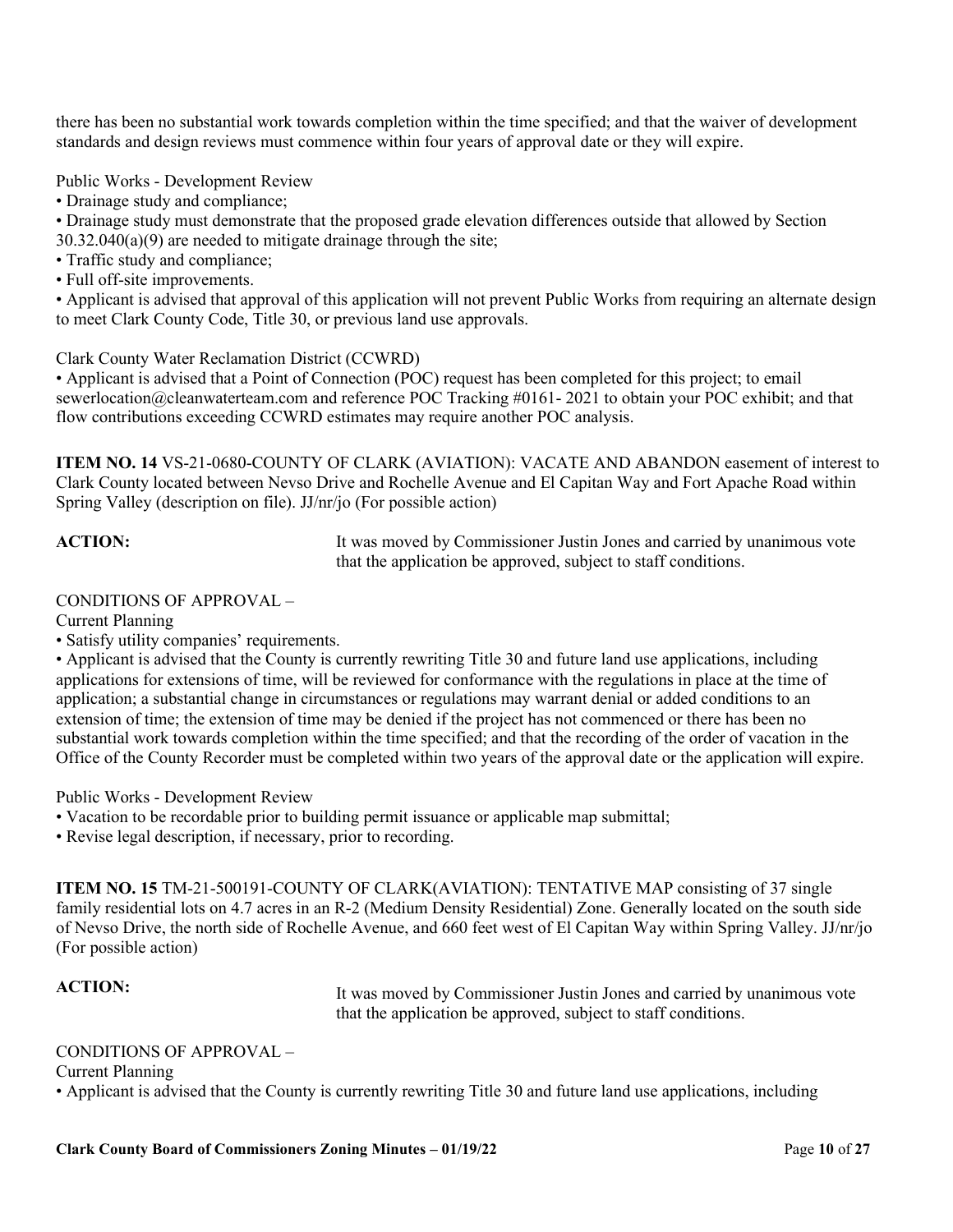there has been no substantial work towards completion within the time specified; and that the waiver of development standards and design reviews must commence within four years of approval date or they will expire.

Public Works - Development Review

- Drainage study and compliance;
- Drainage study must demonstrate that the proposed grade elevation differences outside that allowed by Section 30.32.040(a)(9) are needed to mitigate drainage through the site;
- Traffic study and compliance;
- Full off-site improvements.
- Applicant is advised that approval of this application will not prevent Public Works from requiring an alternate design to meet Clark County Code, Title 30, or previous land use approvals.

Clark County Water Reclamation District (CCWRD)

- Applicant is advised that a Point of Connection (POC) request has been completed for this project; to email sewerlocation@cleanwaterteam.com and reference POC Tracking #0161- 2021 to obtain your POC exhibit; and that flow contributions exceeding CCWRD estimates may require another POC analysis.

**ITEM NO. 14** VS-21-0680-COUNTY OF CLARK (AVIATION): VACATE AND ABANDON easement of interest to Clark County located between Nevso Drive and Rochelle Avenue and El Capitan Way and Fort Apache Road within Spring Valley (description on file). JJ/nr/jo (For possible action)

**ACTION:** It was moved by Commissioner Justin Jones and carried by unanimous vote that the application be approved, subject to staff conditions.

CONDITIONS OF APPROVAL –

Current Planning

- Satisfy utility companies' requirements.
- Applicant is advised that the County is currently rewriting Title 30 and future land use applications, including applications for extensions of time, will be reviewed for conformance with the regulations in place at the time of application; a substantial change in circumstances or regulations may warrant denial or added conditions to an extension of time; the extension of time may be denied if the project has not commenced or there has been no substantial work towards completion within the time specified; and that the recording of the order of vacation in the Office of the County Recorder must be completed within two years of the approval date or the application will expire.

Public Works - Development Review

- Vacation to be recordable prior to building permit issuance or applicable map submittal;
- Revise legal description, if necessary, prior to recording.

**ITEM NO. 15** TM-21-500191-COUNTY OF CLARK(AVIATION): TENTATIVE MAP consisting of 37 single family residential lots on 4.7 acres in an R-2 (Medium Density Residential) Zone. Generally located on the south side of Nevso Drive, the north side of Rochelle Avenue, and 660 feet west of El Capitan Way within Spring Valley. JJ/nr/jo (For possible action)

**ACTION:** It was moved by Commissioner Justin Jones and carried by unanimous vote that the application be approved, subject to staff conditions.

CONDITIONS OF APPROVAL –

Current Planning

- Applicant is advised that the County is currently rewriting Title 30 and future land use applications, including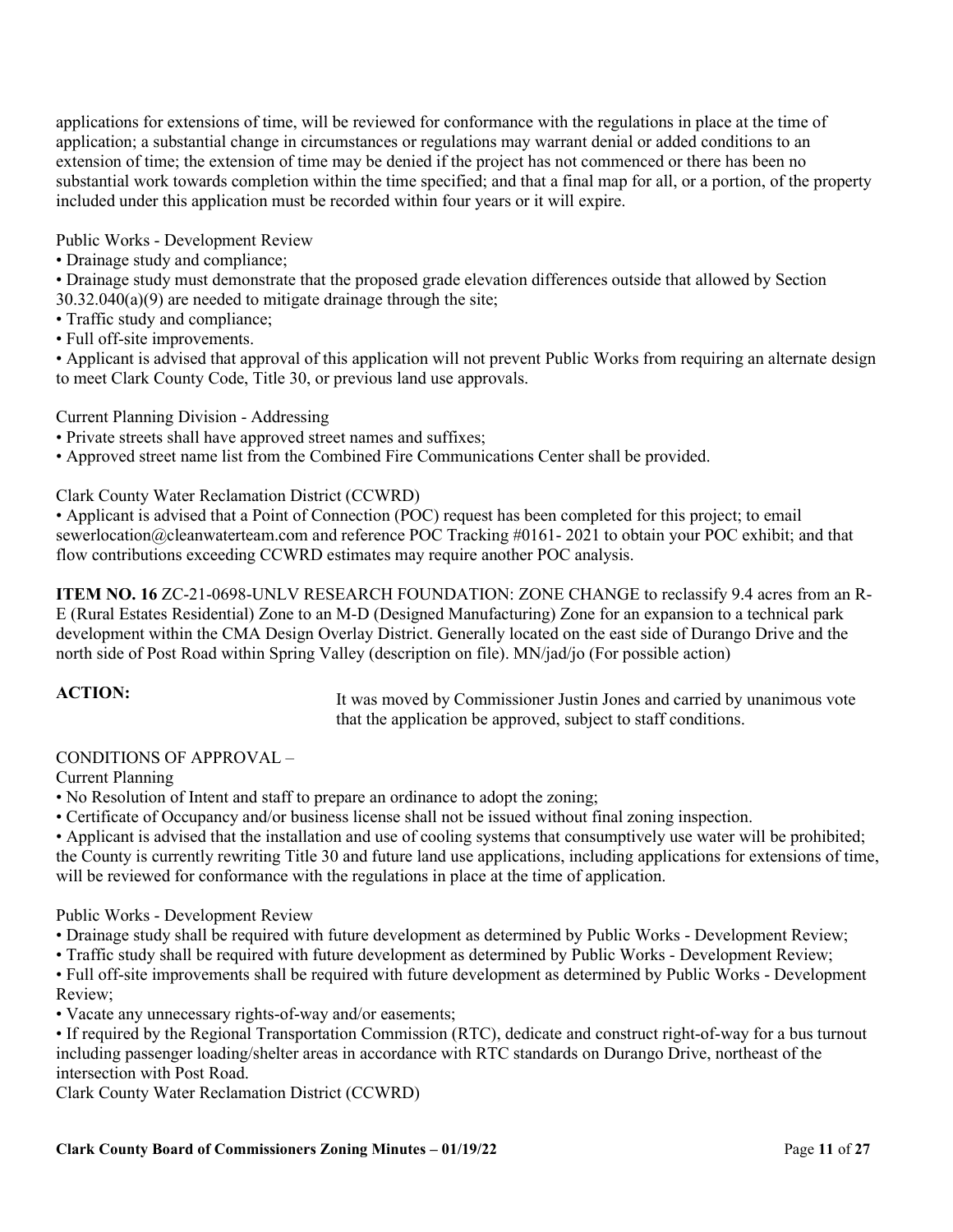applications for extensions of time, will be reviewed for conformance with the regulations in place at the time of application; a substantial change in circumstances or regulations may warrant denial or added conditions to an extension of time; the extension of time may be denied if the project has not commenced or there has been no substantial work towards completion within the time specified; and that a final map for all, or a portion, of the property included under this application must be recorded within four years or it will expire.

Public Works - Development Review

- Drainage study and compliance;
- Drainage study must demonstrate that the proposed grade elevation differences outside that allowed by Section 30.32.040(a)(9) are needed to mitigate drainage through the site;
- Traffic study and compliance;
- Full off-site improvements.
- Applicant is advised that approval of this application will not prevent Public Works from requiring an alternate design to meet Clark County Code, Title 30, or previous land use approvals.

Current Planning Division - Addressing

- Private streets shall have approved street names and suffixes;
- Approved street name list from the Combined Fire Communications Center shall be provided.

Clark County Water Reclamation District (CCWRD)

- Applicant is advised that a Point of Connection (POC) request has been completed for this project; to email sewerlocation@cleanwaterteam.com and reference POC Tracking #0161- 2021 to obtain your POC exhibit; and that flow contributions exceeding CCWRD estimates may require another POC analysis.

**ITEM NO. 16** ZC-21-0698-UNLV RESEARCH FOUNDATION: ZONE CHANGE to reclassify 9.4 acres from an R-E (Rural Estates Residential) Zone to an M-D (Designed Manufacturing) Zone for an expansion to a technical park development within the CMA Design Overlay District. Generally located on the east side of Durango Drive and the north side of Post Road within Spring Valley (description on file). MN/jad/jo (For possible action)

**ACTION:** It was moved by Commissioner Justin Jones and carried by unanimous vote that the application be approved, subject to staff conditions.

CONDITIONS OF APPROVAL –

Current Planning

- No Resolution of Intent and staff to prepare an ordinance to adopt the zoning;
- Certificate of Occupancy and/or business license shall not be issued without final zoning inspection.
- Applicant is advised that the installation and use of cooling systems that consumptively use water will be prohibited; the County is currently rewriting Title 30 and future land use applications, including applications for extensions of time, will be reviewed for conformance with the regulations in place at the time of application.

Public Works - Development Review

- Drainage study shall be required with future development as determined by Public Works - Development Review;
- Traffic study shall be required with future development as determined by Public Works - Development Review;
- Full off-site improvements shall be required with future development as determined by Public Works - Development Review;
- Vacate any unnecessary rights-of-way and/or easements;
- If required by the Regional Transportation Commission (RTC), dedicate and construct right-of-way for a bus turnout including passenger loading/shelter areas in accordance with RTC standards on Durango Drive, northeast of the intersection with Post Road.

Clark County Water Reclamation District (CCWRD)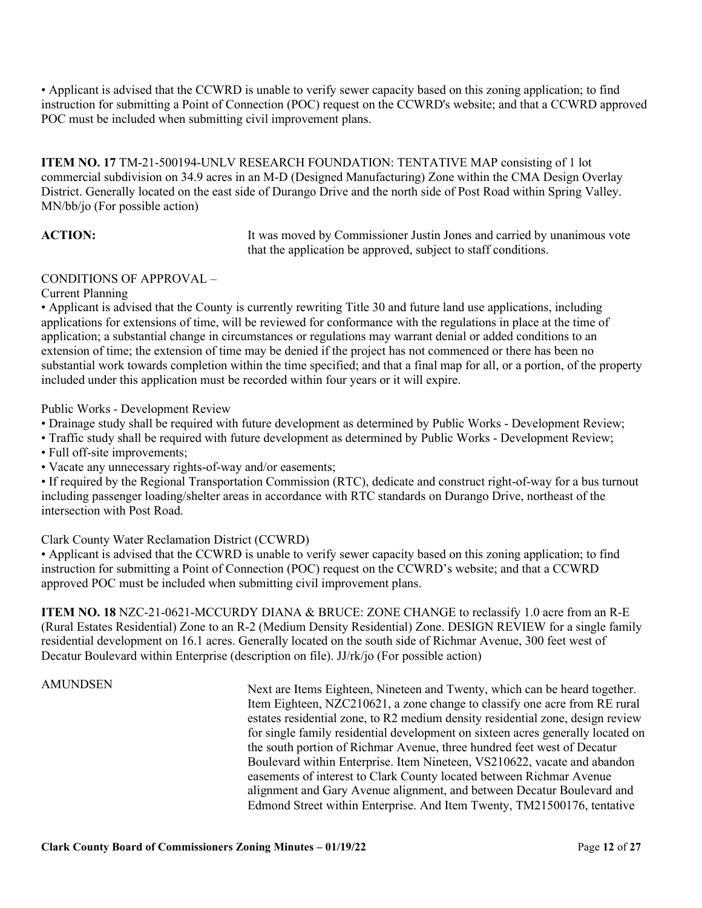• Applicant is advised that the CCWRD is unable to verify sewer capacity based on this zoning application; to find instruction for submitting a Point of Connection (POC) request on the CCWRD's website; and that a CCWRD approved POC must be included when submitting civil improvement plans.

**ITEM NO. 17** TM-21-500194-UNLV RESEARCH FOUNDATION: TENTATIVE MAP consisting of 1 lot commercial subdivision on 34.9 acres in an M-D (Designed Manufacturing) Zone within the CMA Design Overlay District. Generally located on the east side of Durango Drive and the north side of Post Road within Spring Valley. MN/bb/jo (For possible action)

**ACTION:** It was moved by Commissioner Justin Jones and carried by unanimous vote that the application be approved, subject to staff conditions.

CONDITIONS OF APPROVAL –

Current Planning

• Applicant is advised that the County is currently rewriting Title 30 and future land use applications, including applications for extensions of time, will be reviewed for conformance with the regulations in place at the time of application; a substantial change in circumstances or regulations may warrant denial or added conditions to an extension of time; the extension of time may be denied if the project has not commenced or there has been no substantial work towards completion within the time specified; and that a final map for all, or a portion, of the property included under this application must be recorded within four years or it will expire.

Public Works - Development Review

• Drainage study shall be required with future development as determined by Public Works - Development Review;
• Traffic study shall be required with future development as determined by Public Works - Development Review;
• Full off-site improvements;
• Vacate any unnecessary rights-of-way and/or easements;
• If required by the Regional Transportation Commission (RTC), dedicate and construct right-of-way for a bus turnout including passenger loading/shelter areas in accordance with RTC standards on Durango Drive, northeast of the intersection with Post Road.

Clark County Water Reclamation District (CCWRD)

• Applicant is advised that the CCWRD is unable to verify sewer capacity based on this zoning application; to find instruction for submitting a Point of Connection (POC) request on the CCWRD's website; and that a CCWRD approved POC must be included when submitting civil improvement plans.

**ITEM NO. 18** NZC-21-0621-MCCURDY DIANA & BRUCE: ZONE CHANGE to reclassify 1.0 acre from an R-E (Rural Estates Residential) Zone to an R-2 (Medium Density Residential) Zone. DESIGN REVIEW for a single family residential development on 16.1 acres. Generally located on the south side of Richmar Avenue, 300 feet west of Decatur Boulevard within Enterprise (description on file). JJ/rk/jo (For possible action)

AMUNDSEN Next are Items Eighteen, Nineteen and Twenty, which can be heard together. Item Eighteen, NZC210621, a zone change to classify one acre from RE rural estates residential zone, to R2 medium density residential zone, design review for single family residential development on sixteen acres generally located on the south portion of Richmar Avenue, three hundred feet west of Decatur Boulevard within Enterprise. Item Nineteen, VS210622, vacate and abandon easements of interest to Clark County located between Richmar Avenue alignment and Gary Avenue alignment, and between Decatur Boulevard and Edmond Street within Enterprise. And Item Twenty, TM21500176, tentative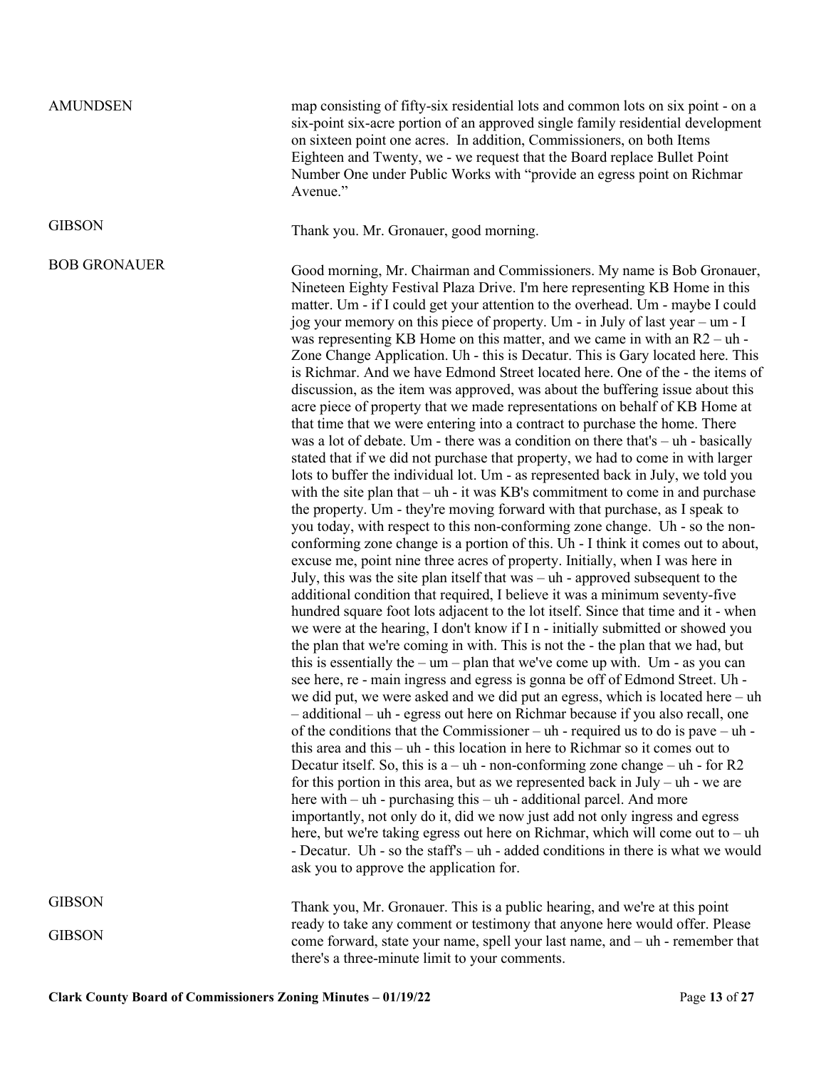**AMUNDSEN**

map consisting of fifty-six residential lots and common lots on six point - on a six-point six-acre portion of an approved single family residential development on sixteen point one acres. In addition, Commissioners, on both Items Eighteen and Twenty, we - we request that the Board replace Bullet Point Number One under Public Works with "provide an egress point on Richmar Avenue."

**GIBSON**

Thank you. Mr. Gronauer, good morning.

**BOB GRONAUER**

Good morning, Mr. Chairman and Commissioners. My name is Bob Gronauer, Nineteen Eighty Festival Plaza Drive. I'm here representing KB Home in this matter. Um - if I could get your attention to the overhead. Um - maybe I could jog your memory on this piece of property. Um - in July of last year – um - I was representing KB Home on this matter, and we came in with an R2 – uh - Zone Change Application. Uh - this is Decatur. This is Gary located here. This is Richmar. And we have Edmond Street located here. One of the - the items of discussion, as the item was approved, was about the buffering issue about this acre piece of property that we made representations on behalf of KB Home at that time that we were entering into a contract to purchase the home. There was a lot of debate. Um - there was a condition on there that's – uh - basically stated that if we did not purchase that property, we had to come in with larger lots to buffer the individual lot. Um - as represented back in July, we told you with the site plan that – uh - it was KB's commitment to come in and purchase the property. Um - they're moving forward with that purchase, as I speak to you today, with respect to this non-conforming zone change. Uh - so the non-conforming zone change is a portion of this. Uh - I think it comes out to about, excuse me, point nine three acres of property. Initially, when I was here in July, this was the site plan itself that was – uh - approved subsequent to the additional condition that required, I believe it was a minimum seventy-five hundred square foot lots adjacent to the lot itself. Since that time and it - when we were at the hearing, I don't know if I n - initially submitted or showed you the plan that we're coming in with. This is not the - the plan that we had, but this is essentially the – um – plan that we've come up with. Um - as you can see here, re - main ingress and egress is gonna be off of Edmond Street. Uh - we did put, we were asked and we did put an egress, which is located here – uh – additional – uh - egress out here on Richmar because if you also recall, one of the conditions that the Commissioner – uh - required us to do is pave – uh - this area and this – uh - this location in here to Richmar so it comes out to Decatur itself. So, this is a – uh - non-conforming zone change – uh - for R2 for this portion in this area, but as we represented back in July – uh - we are here with – uh - purchasing this – uh - additional parcel. And more importantly, not only do it, did we now just add not only ingress and egress here, but we're taking egress out here on Richmar, which will come out to – uh - Decatur. Uh - so the staff's – uh - added conditions in there is what we would ask you to approve the application for.

**GIBSON**

**GIBSON**

Thank you, Mr. Gronauer. This is a public hearing, and we're at this point ready to take any comment or testimony that anyone here would offer. Please come forward, state your name, spell your last name, and – uh - remember that there's a three-minute limit to your comments.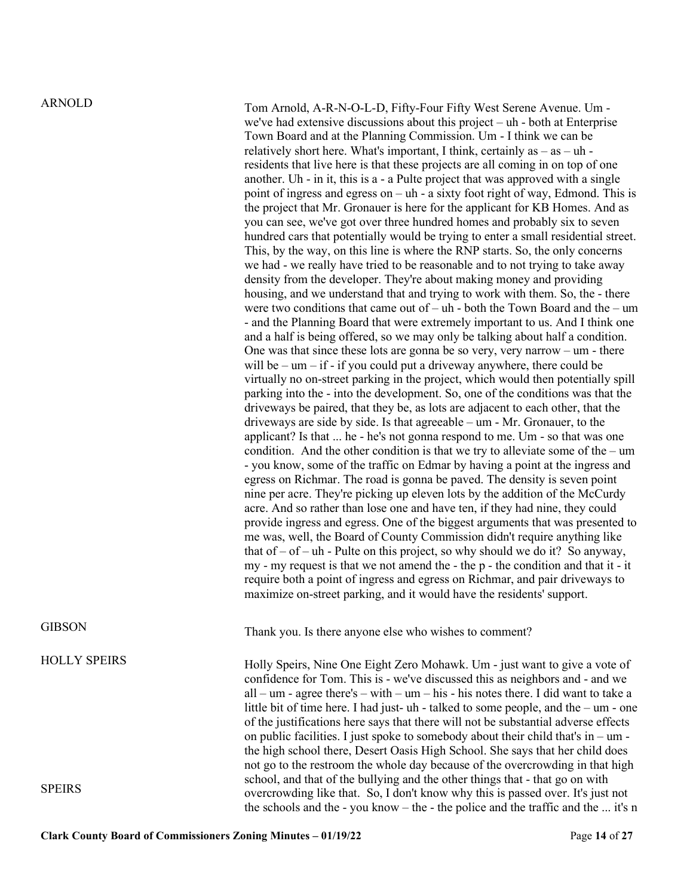**ARNOLD**

Tom Arnold, A-R-N-O-L-D, Fifty-Four Fifty West Serene Avenue. Um - we've had extensive discussions about this project – uh - both at Enterprise Town Board and at the Planning Commission. Um - I think we can be relatively short here. What's important, I think, certainly as – as – uh - residents that live here is that these projects are all coming in on top of one another. Uh - in it, this is a - a Pulte project that was approved with a single point of ingress and egress on – uh - a sixty foot right of way, Edmond. This is the project that Mr. Gronauer is here for the applicant for KB Homes. And as you can see, we've got over three hundred homes and probably six to seven hundred cars that potentially would be trying to enter a small residential street. This, by the way, on this line is where the RNP starts. So, the only concerns we had - we really have tried to be reasonable and to not trying to take away density from the developer. They're about making money and providing housing, and we understand that and trying to work with them. So, the - there were two conditions that came out of – uh - both the Town Board and the – um - and the Planning Board that were extremely important to us. And I think one and a half is being offered, so we may only be talking about half a condition. One was that since these lots are gonna be so very, very narrow – um - there will be – um – if - if you could put a driveway anywhere, there could be virtually no on-street parking in the project, which would then potentially spill parking into the - into the development. So, one of the conditions was that the driveways be paired, that they be, as lots are adjacent to each other, that the driveways are side by side. Is that agreeable – um - Mr. Gronauer, to the applicant? Is that ... he - he's not gonna respond to me. Um - so that was one condition. And the other condition is that we try to alleviate some of the – um - you know, some of the traffic on Edmar by having a point at the ingress and egress on Richmar. The road is gonna be paved. The density is seven point nine per acre. They're picking up eleven lots by the addition of the McCurdy acre. And so rather than lose one and have ten, if they had nine, they could provide ingress and egress. One of the biggest arguments that was presented to me was, well, the Board of County Commission didn't require anything like that of – of – uh - Pulte on this project, so why should we do it? So anyway, my - my request is that we not amend the - the p - the condition and that it - it require both a point of ingress and egress on Richmar, and pair driveways to maximize on-street parking, and it would have the residents' support.

**GIBSON**

Thank you. Is there anyone else who wishes to comment?

**HOLLY SPEIRS**

Holly Speirs, Nine One Eight Zero Mohawk. Um - just want to give a vote of confidence for Tom. This is - we've discussed this as neighbors and - and we all – um - agree there's – with – um – his - his notes there. I did want to take a little bit of time here. I had just- uh - talked to some people, and the – um - one of the justifications here says that there will not be substantial adverse effects on public facilities. I just spoke to somebody about their child that's in – um - the high school there, Desert Oasis High School. She says that her child does not go to the restroom the whole day because of the overcrowding in that high school, and that of the bullying and the other things that - that go on with overcrowding like that. So, I don't know why this is passed over. It's just not the schools and the - you know – the - the police and the traffic and the ... it's n

**SPEIRS**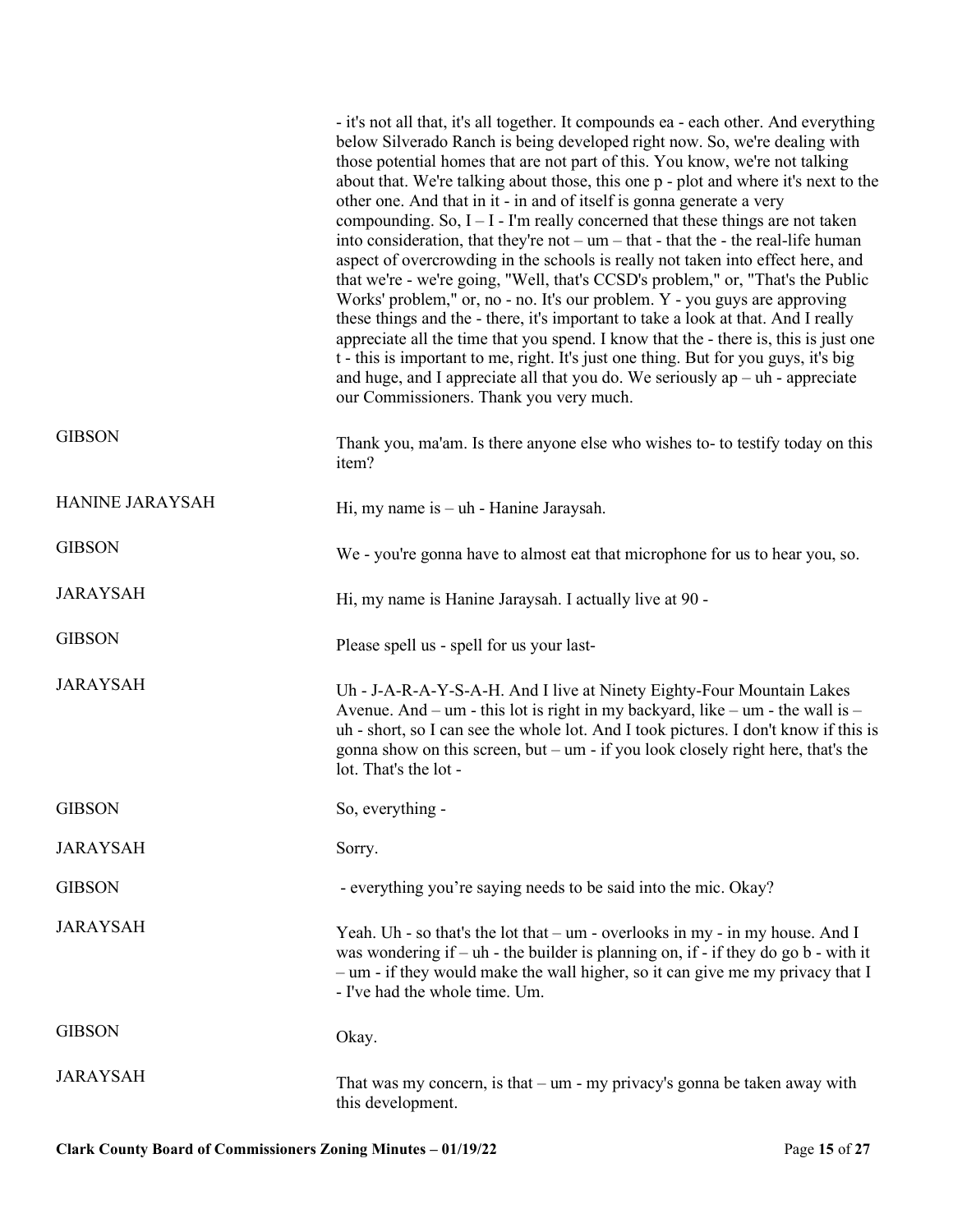- it's not all that, it's all together. It compounds ea - each other. And everything below Silverado Ranch is being developed right now. So, we're dealing with those potential homes that are not part of this. You know, we're not talking about that. We're talking about those, this one p - plot and where it's next to the other one. And that in it - in and of itself is gonna generate a very compounding. So, I – I - I'm really concerned that these things are not taken into consideration, that they're not – um – that - that the - the real-life human aspect of overcrowding in the schools is really not taken into effect here, and that we're - we're going, "Well, that's CCSD's problem," or, "That's the Public Works' problem," or, no - no. It's our problem. Y - you guys are approving these things and the - there, it's important to take a look at that. And I really appreciate all the time that you spend. I know that the - there is, this is just one t - this is important to me, right. It's just one thing. But for you guys, it's big and huge, and I appreciate all that you do. We seriously ap – uh - appreciate our Commissioners. Thank you very much.

| | |
|---|---|
| GIBSON | Thank you, ma'am. Is there anyone else who wishes to- to testify today on this item? |
| HANINE JARAYSAH | Hi, my name is – uh - Hanine Jaraysah. |
| GIBSON | We - you're gonna have to almost eat that microphone for us to hear you, so. |
| JARAYSAH | Hi, my name is Hanine Jaraysah. I actually live at 90 - |
| GIBSON | Please spell us - spell for us your last- |
| JARAYSAH | Uh - J-A-R-A-Y-S-A-H. And I live at Ninety Eighty-Four Mountain Lakes Avenue. And – um - this lot is right in my backyard, like – um - the wall is – uh - short, so I can see the whole lot. And I took pictures. I don't know if this is gonna show on this screen, but – um - if you look closely right here, that's the lot. That's the lot - |
| GIBSON | So, everything - |
| JARAYSAH | Sorry. |
| GIBSON | - everything you're saying needs to be said into the mic. Okay? |
| JARAYSAH | Yeah. Uh - so that's the lot that – um - overlooks in my - in my house. And I was wondering if – uh - the builder is planning on, if - if they do go b - with it – um - if they would make the wall higher, so it can give me my privacy that I - I've had the whole time. Um. |
| GIBSON | Okay. |
| JARAYSAH | That was my concern, is that – um - my privacy's gonna be taken away with this development. |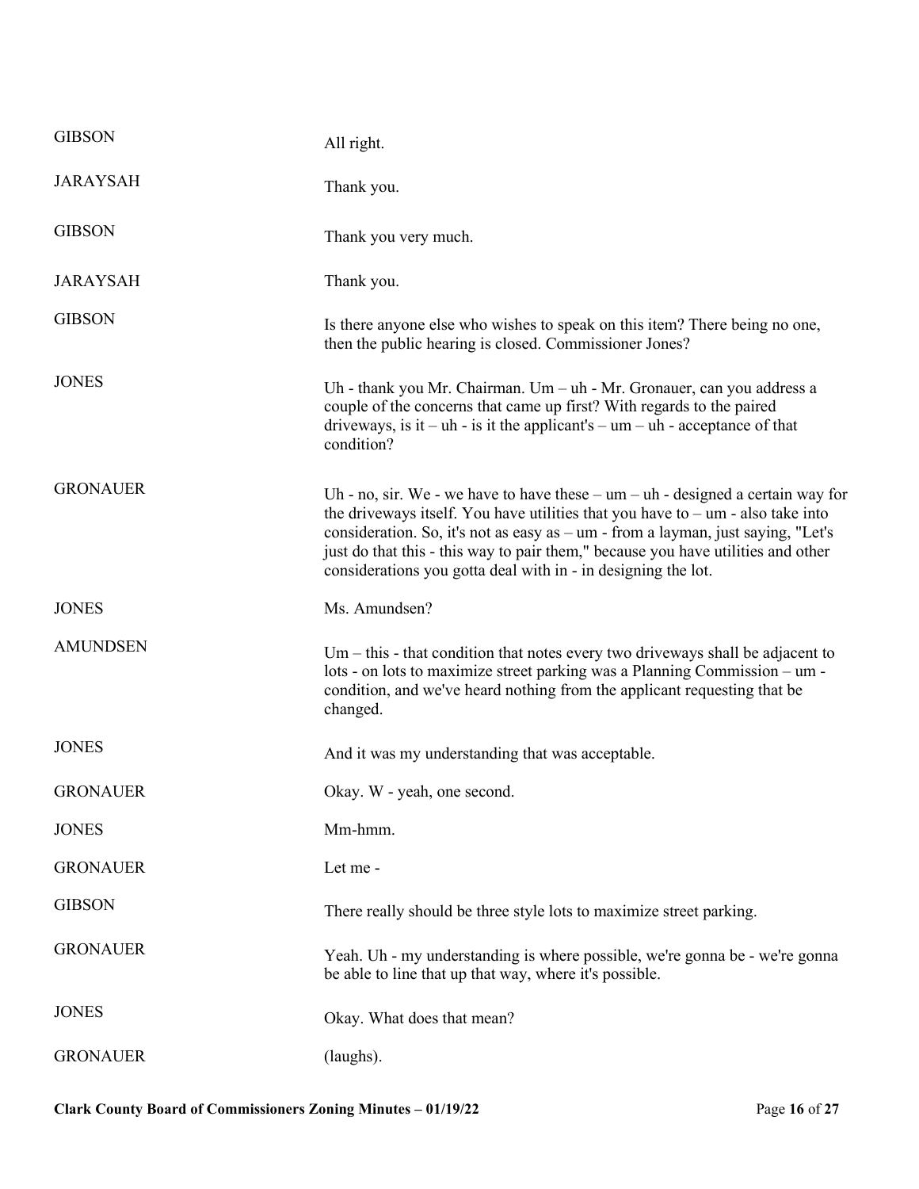| | |
|---|---|
| GIBSON | All right. |
| JARAYSAH | Thank you. |
| GIBSON | Thank you very much. |
| JARAYSAH | Thank you. |
| GIBSON | Is there anyone else who wishes to speak on this item? There being no one, then the public hearing is closed. Commissioner Jones? |
| JONES | Uh - thank you Mr. Chairman. Um – uh - Mr. Gronauer, can you address a couple of the concerns that came up first? With regards to the paired driveways, is it – uh - is it the applicant's – um – uh - acceptance of that condition? |
| GRONAUER | Uh - no, sir. We - we have to have these – um – uh - designed a certain way for the driveways itself. You have utilities that you have to – um - also take into consideration. So, it's not as easy as – um - from a layman, just saying, "Let's just do that this - this way to pair them," because you have utilities and other considerations you gotta deal with in - in designing the lot. |
| JONES | Ms. Amundsen? |
| AMUNDSEN | Um – this - that condition that notes every two driveways shall be adjacent to lots - on lots to maximize street parking was a Planning Commission – um - condition, and we've heard nothing from the applicant requesting that be changed. |
| JONES | And it was my understanding that was acceptable. |
| GRONAUER | Okay. W - yeah, one second. |
| JONES | Mm-hmm. |
| GRONAUER | Let me - |
| GIBSON | There really should be three style lots to maximize street parking. |
| GRONAUER | Yeah. Uh - my understanding is where possible, we're gonna be - we're gonna be able to line that up that way, where it's possible. |
| JONES | Okay. What does that mean? |
| GRONAUER | (laughs). |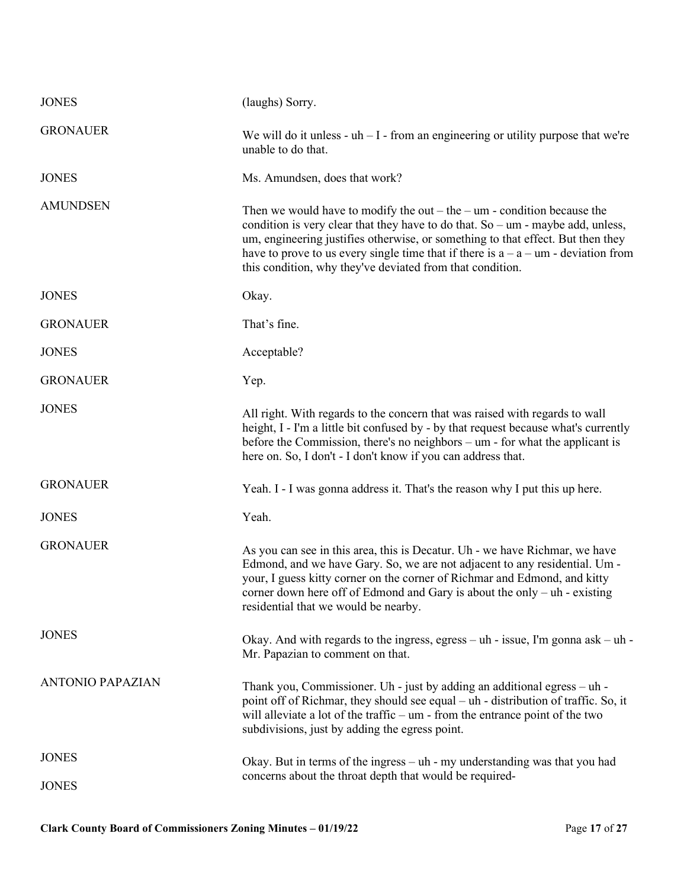| | |
|---|---|
| JONES | (laughs) Sorry. |
| GRONAUER | We will do it unless - uh – I - from an engineering or utility purpose that we're unable to do that. |
| JONES | Ms. Amundsen, does that work? |
| AMUNDSEN | Then we would have to modify the out – the – um - condition because the condition is very clear that they have to do that. So – um - maybe add, unless, um, engineering justifies otherwise, or something to that effect. But then they have to prove to us every single time that if there is a – a – um - deviation from this condition, why they've deviated from that condition. |
| JONES | Okay. |
| GRONAUER | That's fine. |
| JONES | Acceptable? |
| GRONAUER | Yep. |
| JONES | All right. With regards to the concern that was raised with regards to wall height, I - I'm a little bit confused by - by that request because what's currently before the Commission, there's no neighbors – um - for what the applicant is here on. So, I don't - I don't know if you can address that. |
| GRONAUER | Yeah. I - I was gonna address it. That's the reason why I put this up here. |
| JONES | Yeah. |
| GRONAUER | As you can see in this area, this is Decatur. Uh - we have Richmar, we have Edmond, and we have Gary. So, we are not adjacent to any residential. Um - your, I guess kitty corner on the corner of Richmar and Edmond, and kitty corner down here off of Edmond and Gary is about the only – uh - existing residential that we would be nearby. |
| JONES | Okay. And with regards to the ingress, egress – uh - issue, I'm gonna ask – uh - Mr. Papazian to comment on that. |
| ANTONIO PAPAZIAN | Thank you, Commissioner. Uh - just by adding an additional egress – uh - point off of Richmar, they should see equal – uh - distribution of traffic. So, it will alleviate a lot of the traffic – um - from the entrance point of the two subdivisions, just by adding the egress point. |
| JONES | Okay. But in terms of the ingress – uh - my understanding was that you had concerns about the throat depth that would be required- |
| JONES | |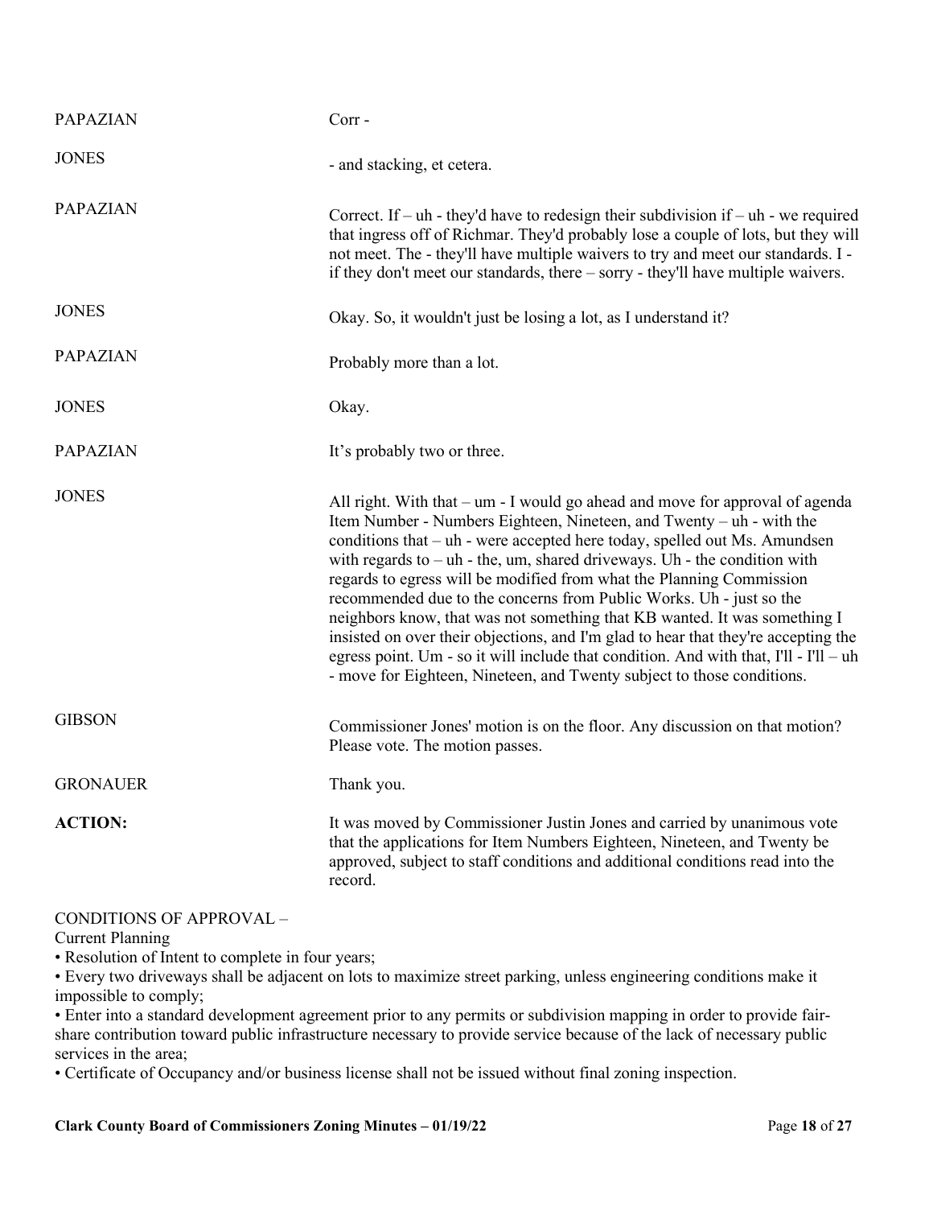PAPAZIAN Corr -

JONES - and stacking, et cetera.

PAPAZIAN Correct. If – uh - they'd have to redesign their subdivision if – uh - we required that ingress off of Richmar. They'd probably lose a couple of lots, but they will not meet. The - they'll have multiple waivers to try and meet our standards. I - if they don't meet our standards, there – sorry - they'll have multiple waivers.

JONES Okay. So, it wouldn't just be losing a lot, as I understand it?

PAPAZIAN Probably more than a lot.

JONES Okay.

PAPAZIAN It's probably two or three.

JONES All right. With that – um - I would go ahead and move for approval of agenda Item Number - Numbers Eighteen, Nineteen, and Twenty – uh - with the conditions that – uh - were accepted here today, spelled out Ms. Amundsen with regards to – uh - the, um, shared driveways. Uh - the condition with regards to egress will be modified from what the Planning Commission recommended due to the concerns from Public Works. Uh - just so the neighbors know, that was not something that KB wanted. It was something I insisted on over their objections, and I'm glad to hear that they're accepting the egress point. Um - so it will include that condition. And with that, I'll - I'll – uh - move for Eighteen, Nineteen, and Twenty subject to those conditions.

GIBSON Commissioner Jones' motion is on the floor. Any discussion on that motion? Please vote. The motion passes.

GRONAUER Thank you.

**ACTION:** It was moved by Commissioner Justin Jones and carried by unanimous vote that the applications for Item Numbers Eighteen, Nineteen, and Twenty be approved, subject to staff conditions and additional conditions read into the record.

CONDITIONS OF APPROVAL –

Current Planning

- Resolution of Intent to complete in four years;
- Every two driveways shall be adjacent on lots to maximize street parking, unless engineering conditions make it impossible to comply;
- Enter into a standard development agreement prior to any permits or subdivision mapping in order to provide fair-share contribution toward public infrastructure necessary to provide service because of the lack of necessary public services in the area;
- Certificate of Occupancy and/or business license shall not be issued without final zoning inspection.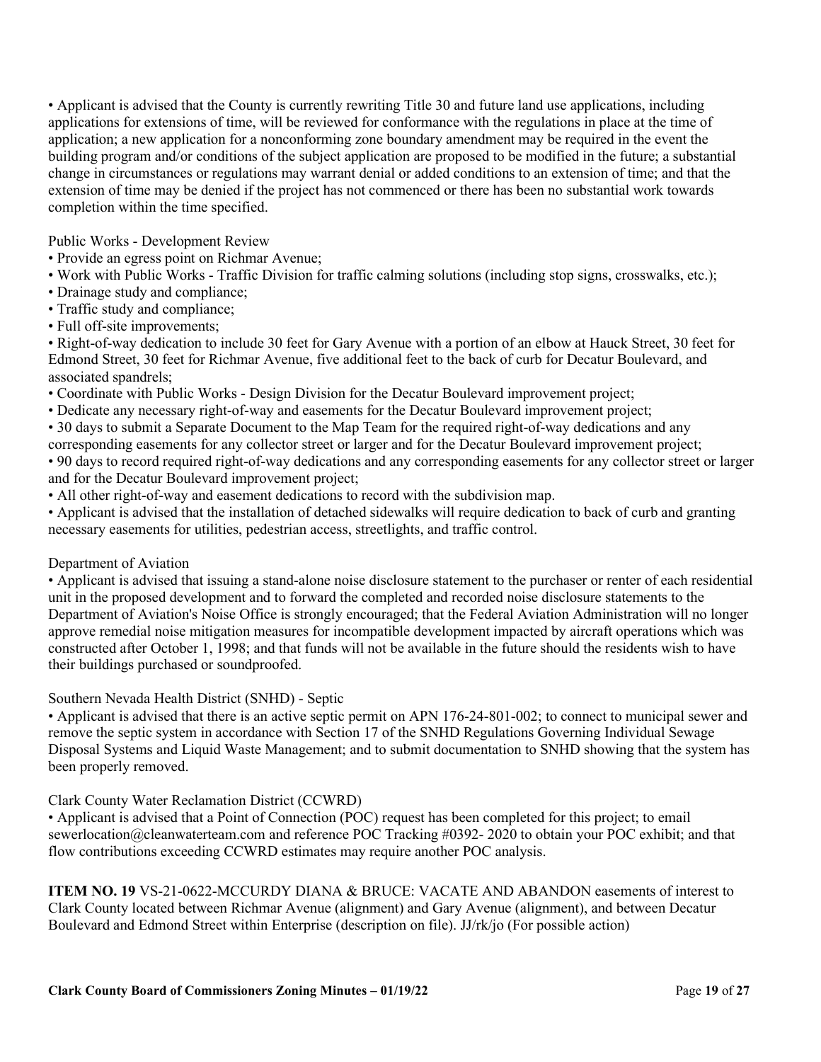• Applicant is advised that the County is currently rewriting Title 30 and future land use applications, including applications for extensions of time, will be reviewed for conformance with the regulations in place at the time of application; a new application for a nonconforming zone boundary amendment may be required in the event the building program and/or conditions of the subject application are proposed to be modified in the future; a substantial change in circumstances or regulations may warrant denial or added conditions to an extension of time; and that the extension of time may be denied if the project has not commenced or there has been no substantial work towards completion within the time specified.

Public Works - Development Review

- Provide an egress point on Richmar Avenue;
- Work with Public Works - Traffic Division for traffic calming solutions (including stop signs, crosswalks, etc.);
- Drainage study and compliance;
- Traffic study and compliance;
- Full off-site improvements;
- Right-of-way dedication to include 30 feet for Gary Avenue with a portion of an elbow at Hauck Street, 30 feet for Edmond Street, 30 feet for Richmar Avenue, five additional feet to the back of curb for Decatur Boulevard, and associated spandrels;
- Coordinate with Public Works - Design Division for the Decatur Boulevard improvement project;
- Dedicate any necessary right-of-way and easements for the Decatur Boulevard improvement project;
- 30 days to submit a Separate Document to the Map Team for the required right-of-way dedications and any corresponding easements for any collector street or larger and for the Decatur Boulevard improvement project;
- 90 days to record required right-of-way dedications and any corresponding easements for any collector street or larger and for the Decatur Boulevard improvement project;
- All other right-of-way and easement dedications to record with the subdivision map.
- Applicant is advised that the installation of detached sidewalks will require dedication to back of curb and granting necessary easements for utilities, pedestrian access, streetlights, and traffic control.

Department of Aviation

- Applicant is advised that issuing a stand-alone noise disclosure statement to the purchaser or renter of each residential unit in the proposed development and to forward the completed and recorded noise disclosure statements to the Department of Aviation's Noise Office is strongly encouraged; that the Federal Aviation Administration will no longer approve remedial noise mitigation measures for incompatible development impacted by aircraft operations which was constructed after October 1, 1998; and that funds will not be available in the future should the residents wish to have their buildings purchased or soundproofed.

Southern Nevada Health District (SNHD) - Septic

- Applicant is advised that there is an active septic permit on APN 176-24-801-002; to connect to municipal sewer and remove the septic system in accordance with Section 17 of the SNHD Regulations Governing Individual Sewage Disposal Systems and Liquid Waste Management; and to submit documentation to SNHD showing that the system has been properly removed.

Clark County Water Reclamation District (CCWRD)

- Applicant is advised that a Point of Connection (POC) request has been completed for this project; to email sewerlocation@cleanwaterteam.com and reference POC Tracking #0392- 2020 to obtain your POC exhibit; and that flow contributions exceeding CCWRD estimates may require another POC analysis.

**ITEM NO. 19** VS-21-0622-MCCURDY DIANA & BRUCE: VACATE AND ABANDON easements of interest to Clark County located between Richmar Avenue (alignment) and Gary Avenue (alignment), and between Decatur Boulevard and Edmond Street within Enterprise (description on file). JJ/rk/jo (For possible action)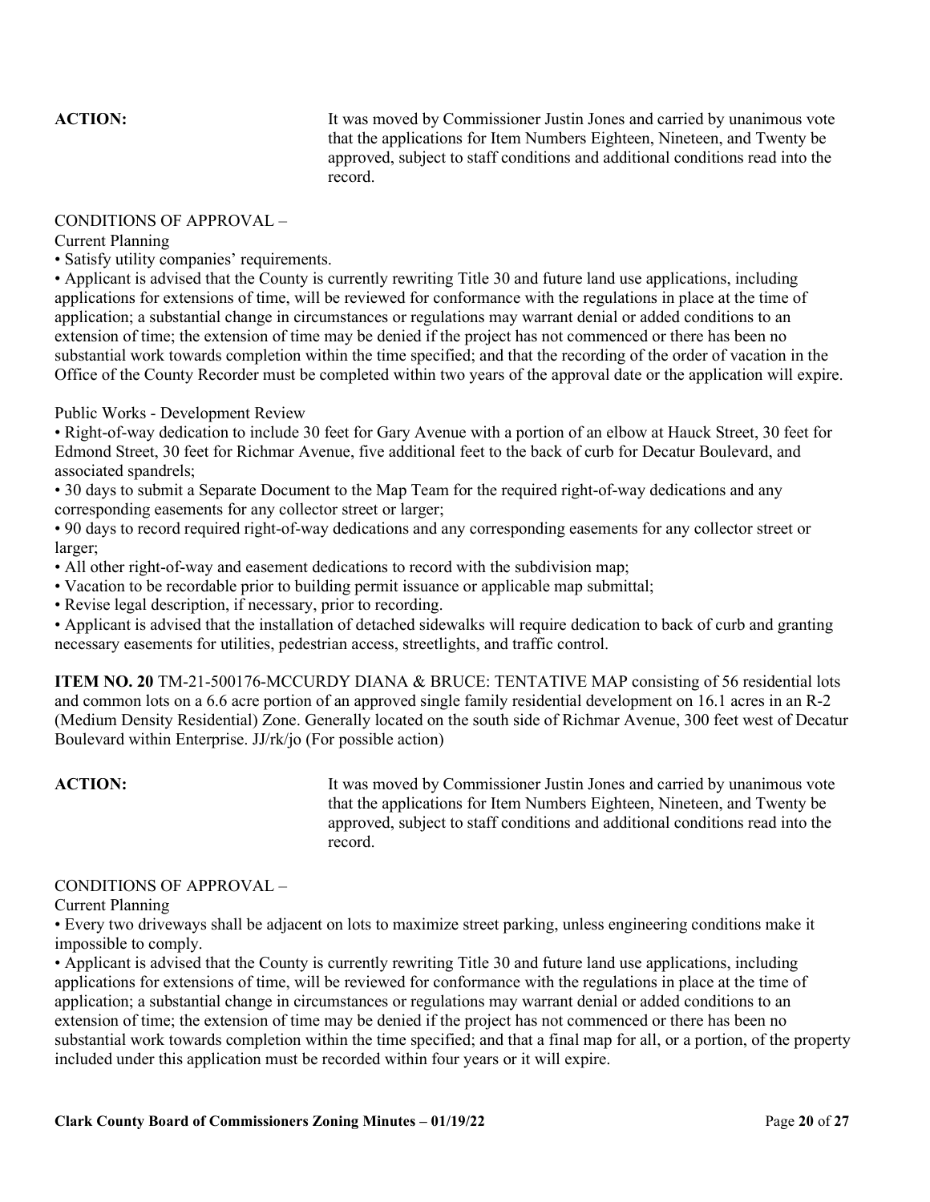**ACTION:** It was moved by Commissioner Justin Jones and carried by unanimous vote that the applications for Item Numbers Eighteen, Nineteen, and Twenty be approved, subject to staff conditions and additional conditions read into the record.

CONDITIONS OF APPROVAL –

Current Planning

- Satisfy utility companies' requirements.
- Applicant is advised that the County is currently rewriting Title 30 and future land use applications, including applications for extensions of time, will be reviewed for conformance with the regulations in place at the time of application; a substantial change in circumstances or regulations may warrant denial or added conditions to an extension of time; the extension of time may be denied if the project has not commenced or there has been no substantial work towards completion within the time specified; and that the recording of the order of vacation in the Office of the County Recorder must be completed within two years of the approval date or the application will expire.

Public Works - Development Review

- Right-of-way dedication to include 30 feet for Gary Avenue with a portion of an elbow at Hauck Street, 30 feet for Edmond Street, 30 feet for Richmar Avenue, five additional feet to the back of curb for Decatur Boulevard, and associated spandrels;
- 30 days to submit a Separate Document to the Map Team for the required right-of-way dedications and any corresponding easements for any collector street or larger;
- 90 days to record required right-of-way dedications and any corresponding easements for any collector street or larger;
- All other right-of-way and easement dedications to record with the subdivision map;
- Vacation to be recordable prior to building permit issuance or applicable map submittal;
- Revise legal description, if necessary, prior to recording.
- Applicant is advised that the installation of detached sidewalks will require dedication to back of curb and granting necessary easements for utilities, pedestrian access, streetlights, and traffic control.

**ITEM NO. 20** TM-21-500176-MCCURDY DIANA & BRUCE: TENTATIVE MAP consisting of 56 residential lots and common lots on a 6.6 acre portion of an approved single family residential development on 16.1 acres in an R-2 (Medium Density Residential) Zone. Generally located on the south side of Richmar Avenue, 300 feet west of Decatur Boulevard within Enterprise. JJ/rk/jo (For possible action)

**ACTION:** It was moved by Commissioner Justin Jones and carried by unanimous vote that the applications for Item Numbers Eighteen, Nineteen, and Twenty be approved, subject to staff conditions and additional conditions read into the record.

CONDITIONS OF APPROVAL –

Current Planning

- Every two driveways shall be adjacent on lots to maximize street parking, unless engineering conditions make it impossible to comply.
- Applicant is advised that the County is currently rewriting Title 30 and future land use applications, including applications for extensions of time, will be reviewed for conformance with the regulations in place at the time of application; a substantial change in circumstances or regulations may warrant denial or added conditions to an extension of time; the extension of time may be denied if the project has not commenced or there has been no substantial work towards completion within the time specified; and that a final map for all, or a portion, of the property included under this application must be recorded within four years or it will expire.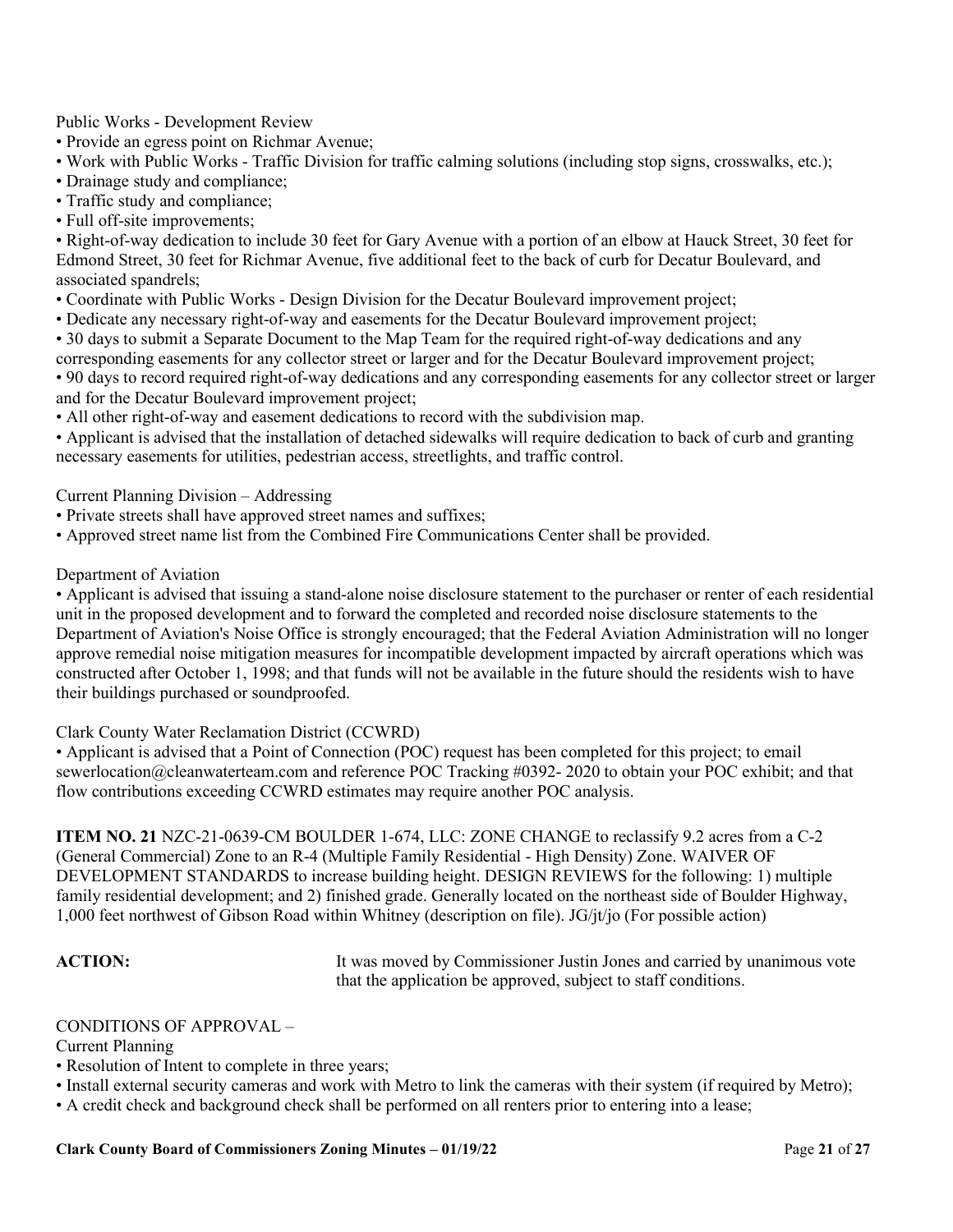Public Works - Development Review

- Provide an egress point on Richmar Avenue;
- Work with Public Works - Traffic Division for traffic calming solutions (including stop signs, crosswalks, etc.);
- Drainage study and compliance;
- Traffic study and compliance;
- Full off-site improvements;
- Right-of-way dedication to include 30 feet for Gary Avenue with a portion of an elbow at Hauck Street, 30 feet for Edmond Street, 30 feet for Richmar Avenue, five additional feet to the back of curb for Decatur Boulevard, and associated spandrels;
- Coordinate with Public Works - Design Division for the Decatur Boulevard improvement project;
- Dedicate any necessary right-of-way and easements for the Decatur Boulevard improvement project;
- 30 days to submit a Separate Document to the Map Team for the required right-of-way dedications and any corresponding easements for any collector street or larger and for the Decatur Boulevard improvement project;
- 90 days to record required right-of-way dedications and any corresponding easements for any collector street or larger and for the Decatur Boulevard improvement project;
- All other right-of-way and easement dedications to record with the subdivision map.
- Applicant is advised that the installation of detached sidewalks will require dedication to back of curb and granting necessary easements for utilities, pedestrian access, streetlights, and traffic control.

Current Planning Division – Addressing

- Private streets shall have approved street names and suffixes;
- Approved street name list from the Combined Fire Communications Center shall be provided.

Department of Aviation

- Applicant is advised that issuing a stand-alone noise disclosure statement to the purchaser or renter of each residential unit in the proposed development and to forward the completed and recorded noise disclosure statements to the Department of Aviation's Noise Office is strongly encouraged; that the Federal Aviation Administration will no longer approve remedial noise mitigation measures for incompatible development impacted by aircraft operations which was constructed after October 1, 1998; and that funds will not be available in the future should the residents wish to have their buildings purchased or soundproofed.

Clark County Water Reclamation District (CCWRD)

- Applicant is advised that a Point of Connection (POC) request has been completed for this project; to email sewerlocation@cleanwaterteam.com and reference POC Tracking #0392- 2020 to obtain your POC exhibit; and that flow contributions exceeding CCWRD estimates may require another POC analysis.

**ITEM NO. 21** NZC-21-0639-CM BOULDER 1-674, LLC: ZONE CHANGE to reclassify 9.2 acres from a C-2 (General Commercial) Zone to an R-4 (Multiple Family Residential - High Density) Zone. WAIVER OF DEVELOPMENT STANDARDS to increase building height. DESIGN REVIEWS for the following: 1) multiple family residential development; and 2) finished grade. Generally located on the northeast side of Boulder Highway, 1,000 feet northwest of Gibson Road within Whitney (description on file). JG/jt/jo (For possible action)

**ACTION:** It was moved by Commissioner Justin Jones and carried by unanimous vote that the application be approved, subject to staff conditions.

CONDITIONS OF APPROVAL –

Current Planning

- Resolution of Intent to complete in three years;
- Install external security cameras and work with Metro to link the cameras with their system (if required by Metro);
- A credit check and background check shall be performed on all renters prior to entering into a lease;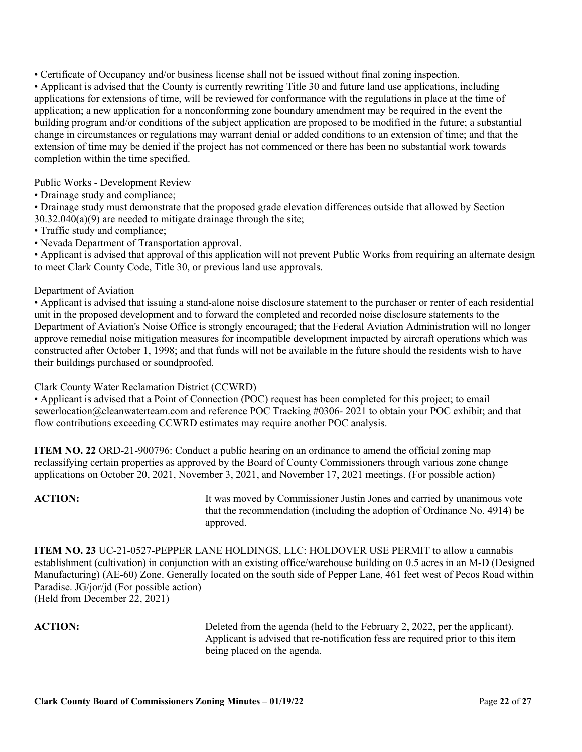• Certificate of Occupancy and/or business license shall not be issued without final zoning inspection.
• Applicant is advised that the County is currently rewriting Title 30 and future land use applications, including applications for extensions of time, will be reviewed for conformance with the regulations in place at the time of application; a new application for a nonconforming zone boundary amendment may be required in the event the building program and/or conditions of the subject application are proposed to be modified in the future; a substantial change in circumstances or regulations may warrant denial or added conditions to an extension of time; and that the extension of time may be denied if the project has not commenced or there has been no substantial work towards completion within the time specified.

Public Works - Development Review
• Drainage study and compliance;
• Drainage study must demonstrate that the proposed grade elevation differences outside that allowed by Section 30.32.040(a)(9) are needed to mitigate drainage through the site;
• Traffic study and compliance;
• Nevada Department of Transportation approval.
• Applicant is advised that approval of this application will not prevent Public Works from requiring an alternate design to meet Clark County Code, Title 30, or previous land use approvals.

Department of Aviation
• Applicant is advised that issuing a stand-alone noise disclosure statement to the purchaser or renter of each residential unit in the proposed development and to forward the completed and recorded noise disclosure statements to the Department of Aviation's Noise Office is strongly encouraged; that the Federal Aviation Administration will no longer approve remedial noise mitigation measures for incompatible development impacted by aircraft operations which was constructed after October 1, 1998; and that funds will not be available in the future should the residents wish to have their buildings purchased or soundproofed.

Clark County Water Reclamation District (CCWRD)
• Applicant is advised that a Point of Connection (POC) request has been completed for this project; to email sewerlocation@cleanwaterteam.com and reference POC Tracking #0306- 2021 to obtain your POC exhibit; and that flow contributions exceeding CCWRD estimates may require another POC analysis.

**ITEM NO. 22** ORD-21-900796: Conduct a public hearing on an ordinance to amend the official zoning map reclassifying certain properties as approved by the Board of County Commissioners through various zone change applications on October 20, 2021, November 3, 2021, and November 17, 2021 meetings. (For possible action)

**ACTION:** It was moved by Commissioner Justin Jones and carried by unanimous vote that the recommendation (including the adoption of Ordinance No. 4914) be approved.

**ITEM NO. 23** UC-21-0527-PEPPER LANE HOLDINGS, LLC: HOLDOVER USE PERMIT to allow a cannabis establishment (cultivation) in conjunction with an existing office/warehouse building on 0.5 acres in an M-D (Designed Manufacturing) (AE-60) Zone. Generally located on the south side of Pepper Lane, 461 feet west of Pecos Road within Paradise. JG/jor/jd (For possible action)
(Held from December 22, 2021)

**ACTION:** Deleted from the agenda (held to the February 2, 2022, per the applicant). Applicant is advised that re-notification fess are required prior to this item being placed on the agenda.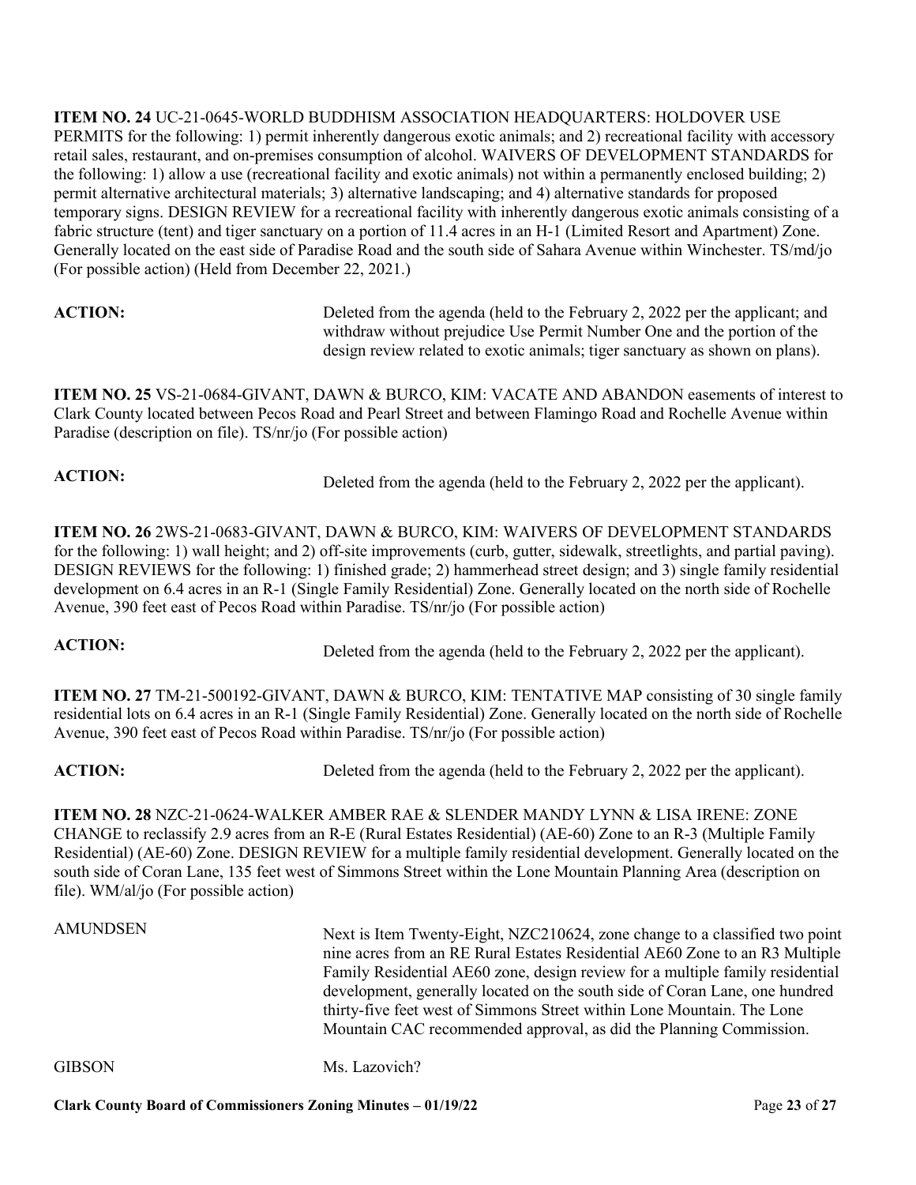**ITEM NO. 24** UC-21-0645-WORLD BUDDHISM ASSOCIATION HEADQUARTERS: HOLDOVER USE PERMITS for the following: 1) permit inherently dangerous exotic animals; and 2) recreational facility with accessory retail sales, restaurant, and on-premises consumption of alcohol. WAIVERS OF DEVELOPMENT STANDARDS for the following: 1) allow a use (recreational facility and exotic animals) not within a permanently enclosed building; 2) permit alternative architectural materials; 3) alternative landscaping; and 4) alternative standards for proposed temporary signs. DESIGN REVIEW for a recreational facility with inherently dangerous exotic animals consisting of a fabric structure (tent) and tiger sanctuary on a portion of 11.4 acres in an H-1 (Limited Resort and Apartment) Zone. Generally located on the east side of Paradise Road and the south side of Sahara Avenue within Winchester. TS/md/jo (For possible action) (Held from December 22, 2021.)

**ACTION:** Deleted from the agenda (held to the February 2, 2022 per the applicant; and withdraw without prejudice Use Permit Number One and the portion of the design review related to exotic animals; tiger sanctuary as shown on plans).

**ITEM NO. 25** VS-21-0684-GIVANT, DAWN & BURCO, KIM: VACATE AND ABANDON easements of interest to Clark County located between Pecos Road and Pearl Street and between Flamingo Road and Rochelle Avenue within Paradise (description on file). TS/nr/jo (For possible action)

**ACTION:** Deleted from the agenda (held to the February 2, 2022 per the applicant).

**ITEM NO. 26** 2WS-21-0683-GIVANT, DAWN & BURCO, KIM: WAIVERS OF DEVELOPMENT STANDARDS for the following: 1) wall height; and 2) off-site improvements (curb, gutter, sidewalk, streetlights, and partial paving). DESIGN REVIEWS for the following: 1) finished grade; 2) hammerhead street design; and 3) single family residential development on 6.4 acres in an R-1 (Single Family Residential) Zone. Generally located on the north side of Rochelle Avenue, 390 feet east of Pecos Road within Paradise. TS/nr/jo (For possible action)

**ACTION:** Deleted from the agenda (held to the February 2, 2022 per the applicant).

**ITEM NO. 27** TM-21-500192-GIVANT, DAWN & BURCO, KIM: TENTATIVE MAP consisting of 30 single family residential lots on 6.4 acres in an R-1 (Single Family Residential) Zone. Generally located on the north side of Rochelle Avenue, 390 feet east of Pecos Road within Paradise. TS/nr/jo (For possible action)

**ACTION:** Deleted from the agenda (held to the February 2, 2022 per the applicant).

**ITEM NO. 28** NZC-21-0624-WALKER AMBER RAE & SLENDER MANDY LYNN & LISA IRENE: ZONE CHANGE to reclassify 2.9 acres from an R-E (Rural Estates Residential) (AE-60) Zone to an R-3 (Multiple Family Residential) (AE-60) Zone. DESIGN REVIEW for a multiple family residential development. Generally located on the south side of Coran Lane, 135 feet west of Simmons Street within the Lone Mountain Planning Area (description on file). WM/al/jo (For possible action)

AMUNDSEN Next is Item Twenty-Eight, NZC210624, zone change to a classified two point nine acres from an RE Rural Estates Residential AE60 Zone to an R3 Multiple Family Residential AE60 zone, design review for a multiple family residential development, generally located on the south side of Coran Lane, one hundred thirty-five feet west of Simmons Street within Lone Mountain. The Lone Mountain CAC recommended approval, as did the Planning Commission.

GIBSON Ms. Lazovich?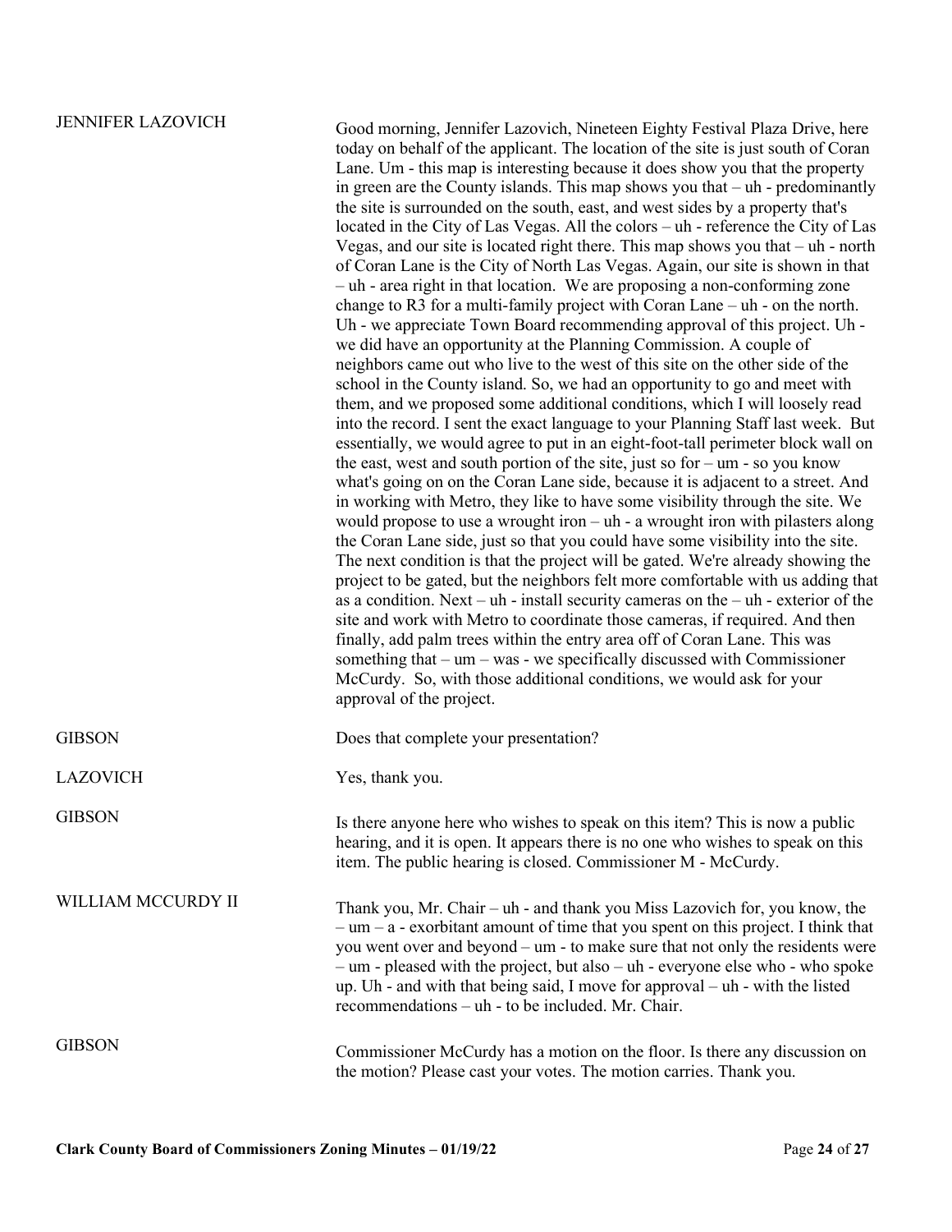**JENNIFER LAZOVICH**

Good morning, Jennifer Lazovich, Nineteen Eighty Festival Plaza Drive, here today on behalf of the applicant. The location of the site is just south of Coran Lane. Um - this map is interesting because it does show you that the property in green are the County islands. This map shows you that – uh - predominantly the site is surrounded on the south, east, and west sides by a property that's located in the City of Las Vegas. All the colors – uh - reference the City of Las Vegas, and our site is located right there. This map shows you that – uh - north of Coran Lane is the City of North Las Vegas. Again, our site is shown in that – uh - area right in that location. We are proposing a non-conforming zone change to R3 for a multi-family project with Coran Lane – uh - on the north. Uh - we appreciate Town Board recommending approval of this project. Uh - we did have an opportunity at the Planning Commission. A couple of neighbors came out who live to the west of this site on the other side of the school in the County island. So, we had an opportunity to go and meet with them, and we proposed some additional conditions, which I will loosely read into the record. I sent the exact language to your Planning Staff last week. But essentially, we would agree to put in an eight-foot-tall perimeter block wall on the east, west and south portion of the site, just so for – um - so you know what's going on on the Coran Lane side, because it is adjacent to a street. And in working with Metro, they like to have some visibility through the site. We would propose to use a wrought iron – uh - a wrought iron with pilasters along the Coran Lane side, just so that you could have some visibility into the site. The next condition is that the project will be gated. We're already showing the project to be gated, but the neighbors felt more comfortable with us adding that as a condition. Next – uh - install security cameras on the – uh - exterior of the site and work with Metro to coordinate those cameras, if required. And then finally, add palm trees within the entry area off of Coran Lane. This was something that – um – was - we specifically discussed with Commissioner McCurdy. So, with those additional conditions, we would ask for your approval of the project.

**GIBSON**

Does that complete your presentation?

**LAZOVICH**

Yes, thank you.

**GIBSON**

Is there anyone here who wishes to speak on this item? This is now a public hearing, and it is open. It appears there is no one who wishes to speak on this item. The public hearing is closed. Commissioner M - McCurdy.

**WILLIAM MCCURDY II**

Thank you, Mr. Chair – uh - and thank you Miss Lazovich for, you know, the – um – a - exorbitant amount of time that you spent on this project. I think that you went over and beyond – um - to make sure that not only the residents were – um - pleased with the project, but also – uh - everyone else who - who spoke up. Uh - and with that being said, I move for approval – uh - with the listed recommendations – uh - to be included. Mr. Chair.

**GIBSON**

Commissioner McCurdy has a motion on the floor. Is there any discussion on the motion? Please cast your votes. The motion carries. Thank you.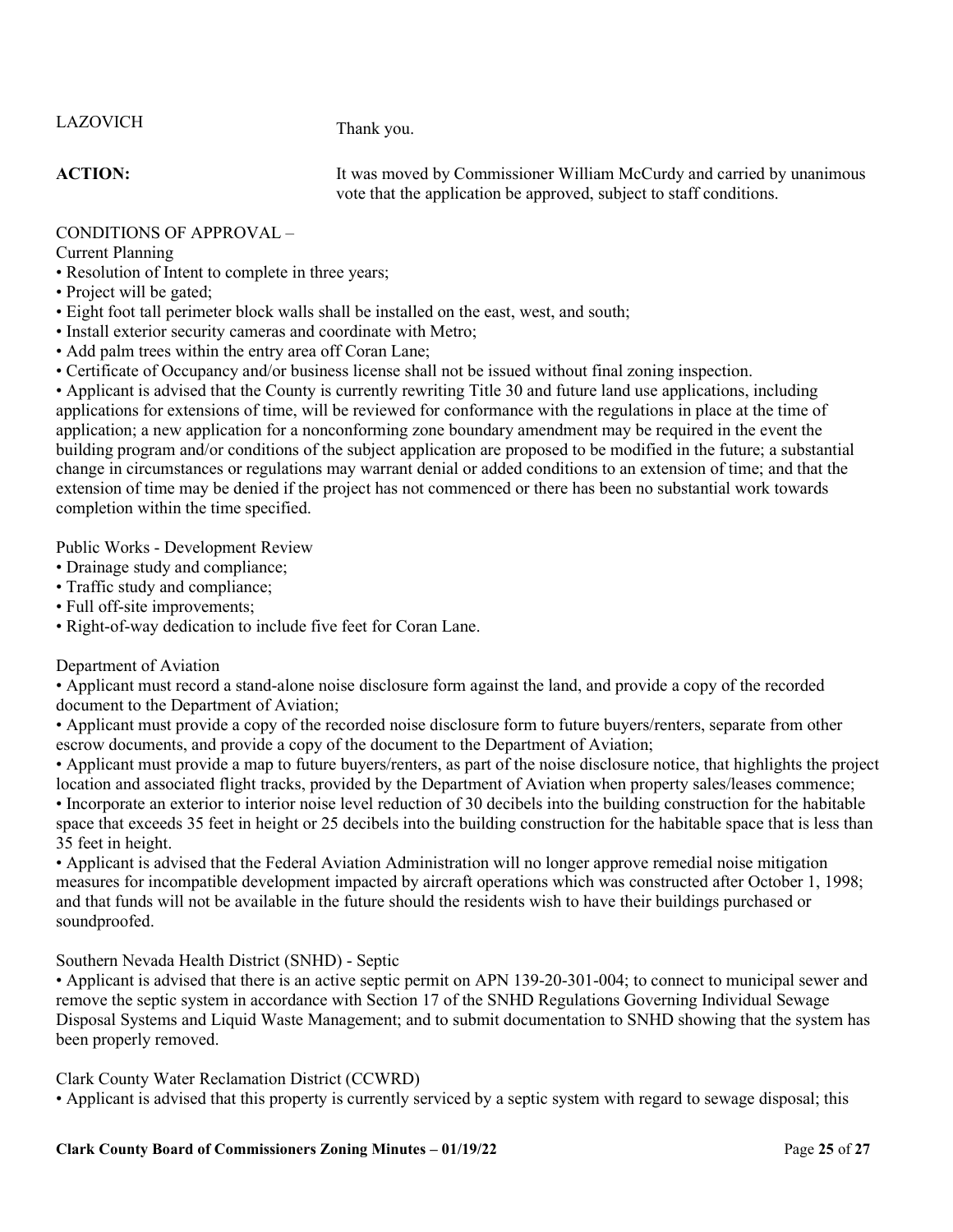LAZOVICH Thank you.

**ACTION:** It was moved by Commissioner William McCurdy and carried by unanimous vote that the application be approved, subject to staff conditions.

CONDITIONS OF APPROVAL –

Current Planning

- Resolution of Intent to complete in three years;
- Project will be gated;
- Eight foot tall perimeter block walls shall be installed on the east, west, and south;
- Install exterior security cameras and coordinate with Metro;
- Add palm trees within the entry area off Coran Lane;
- Certificate of Occupancy and/or business license shall not be issued without final zoning inspection.
- Applicant is advised that the County is currently rewriting Title 30 and future land use applications, including applications for extensions of time, will be reviewed for conformance with the regulations in place at the time of application; a new application for a nonconforming zone boundary amendment may be required in the event the building program and/or conditions of the subject application are proposed to be modified in the future; a substantial change in circumstances or regulations may warrant denial or added conditions to an extension of time; and that the extension of time may be denied if the project has not commenced or there has been no substantial work towards completion within the time specified.

Public Works - Development Review

- Drainage study and compliance;
- Traffic study and compliance;
- Full off-site improvements;
- Right-of-way dedication to include five feet for Coran Lane.

Department of Aviation

- Applicant must record a stand-alone noise disclosure form against the land, and provide a copy of the recorded document to the Department of Aviation;
- Applicant must provide a copy of the recorded noise disclosure form to future buyers/renters, separate from other escrow documents, and provide a copy of the document to the Department of Aviation;
- Applicant must provide a map to future buyers/renters, as part of the noise disclosure notice, that highlights the project location and associated flight tracks, provided by the Department of Aviation when property sales/leases commence;
- Incorporate an exterior to interior noise level reduction of 30 decibels into the building construction for the habitable space that exceeds 35 feet in height or 25 decibels into the building construction for the habitable space that is less than 35 feet in height.
- Applicant is advised that the Federal Aviation Administration will no longer approve remedial noise mitigation measures for incompatible development impacted by aircraft operations which was constructed after October 1, 1998; and that funds will not be available in the future should the residents wish to have their buildings purchased or soundproofed.

Southern Nevada Health District (SNHD) - Septic

- Applicant is advised that there is an active septic permit on APN 139-20-301-004; to connect to municipal sewer and remove the septic system in accordance with Section 17 of the SNHD Regulations Governing Individual Sewage Disposal Systems and Liquid Waste Management; and to submit documentation to SNHD showing that the system has been properly removed.

Clark County Water Reclamation District (CCWRD)

- Applicant is advised that this property is currently serviced by a septic system with regard to sewage disposal; this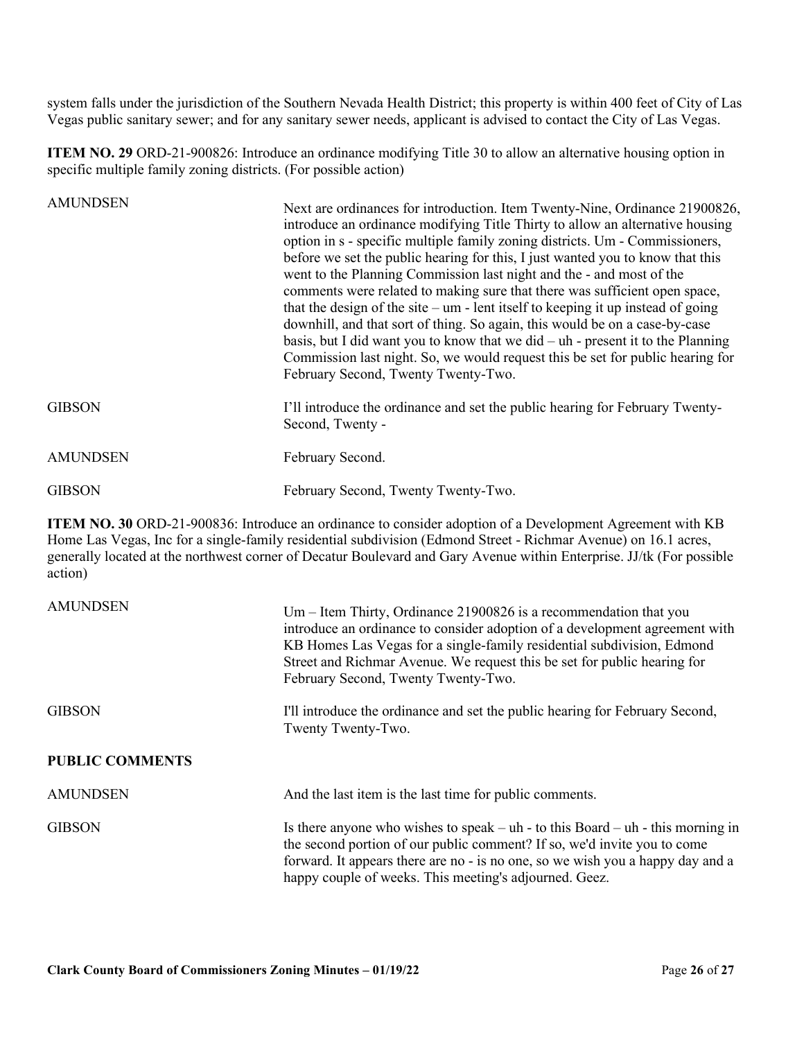system falls under the jurisdiction of the Southern Nevada Health District; this property is within 400 feet of City of Las Vegas public sanitary sewer; and for any sanitary sewer needs, applicant is advised to contact the City of Las Vegas.

**ITEM NO. 29** ORD-21-900826: Introduce an ordinance modifying Title 30 to allow an alternative housing option in specific multiple family zoning districts. (For possible action)

| | |
|---|---|
| AMUNDSEN | Next are ordinances for introduction. Item Twenty-Nine, Ordinance 21900826, introduce an ordinance modifying Title Thirty to allow an alternative housing option in s - specific multiple family zoning districts. Um - Commissioners, before we set the public hearing for this, I just wanted you to know that this went to the Planning Commission last night and the - and most of the comments were related to making sure that there was sufficient open space, that the design of the site – um - lent itself to keeping it up instead of going downhill, and that sort of thing. So again, this would be on a case-by-case basis, but I did want you to know that we did – uh - present it to the Planning Commission last night. So, we would request this be set for public hearing for February Second, Twenty Twenty-Two. |
| GIBSON | I'll introduce the ordinance and set the public hearing for February Twenty-Second, Twenty - |
| AMUNDSEN | February Second. |
| GIBSON | February Second, Twenty Twenty-Two. |

**ITEM NO. 30** ORD-21-900836: Introduce an ordinance to consider adoption of a Development Agreement with KB Home Las Vegas, Inc for a single-family residential subdivision (Edmond Street - Richmar Avenue) on 16.1 acres, generally located at the northwest corner of Decatur Boulevard and Gary Avenue within Enterprise. JJ/tk (For possible action)

| | |
|---|---|
| AMUNDSEN | Um – Item Thirty, Ordinance 21900826 is a recommendation that you introduce an ordinance to consider adoption of a development agreement with KB Homes Las Vegas for a single-family residential subdivision, Edmond Street and Richmar Avenue. We request this be set for public hearing for February Second, Twenty Twenty-Two. |
| GIBSON | I'll introduce the ordinance and set the public hearing for February Second, Twenty Twenty-Two. |

**PUBLIC COMMENTS**

| | |
|---|---|
| AMUNDSEN | And the last item is the last time for public comments. |
| GIBSON | Is there anyone who wishes to speak – uh - to this Board – uh - this morning in the second portion of our public comment? If so, we'd invite you to come forward. It appears there are no - is no one, so we wish you a happy day and a happy couple of weeks. This meeting's adjourned. Geez. |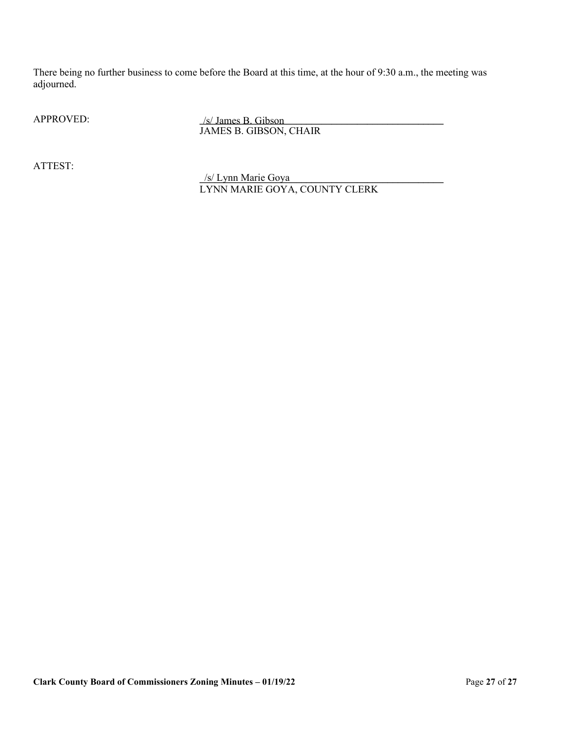There being no further business to come before the Board at this time, at the hour of 9:30 a.m., the meeting was adjourned.

APPROVED: /s/ James B. Gibson
JAMES B. GIBSON, CHAIR

ATTEST:
/s/ Lynn Marie Goya
LYNN MARIE GOYA, COUNTY CLERK